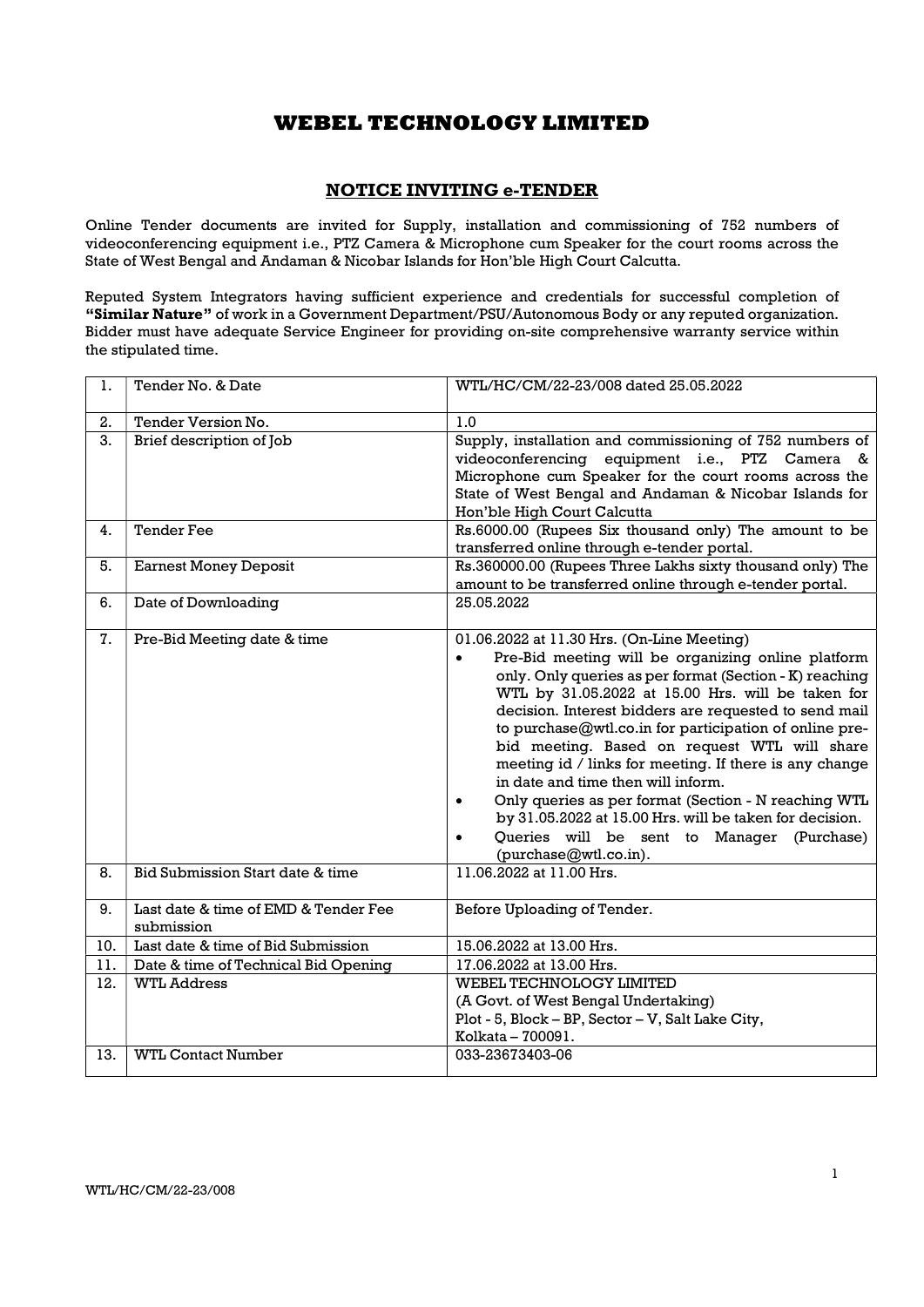# WEBEL TECHNOLOGY LIMITED

## NOTICE INVITING e-TENDER

Online Tender documents are invited for Supply, installation and commissioning of 752 numbers of videoconferencing equipment i.e., PTZ Camera & Microphone cum Speaker for the court rooms across the State of West Bengal and Andaman & Nicobar Islands for Hon'ble High Court Calcutta.

Reputed System Integrators having sufficient experience and credentials for successful completion of **"Similar Nature"** of work in a Government Department/PSU/Autonomous Body or any reputed organization. Bidder must have adequate Service Engineer for providing on-site comprehensive warranty service within the stipulated time.

| | | |
|---|---|---|
| 1. | Tender No. & Date | WTL/HC/CM/22-23/008 dated 25.05.2022 |
| 2. | Tender Version No. | 1.0 |
| 3. | Brief description of Job | Supply, installation and commissioning of 752 numbers of videoconferencing equipment i.e., PTZ Camera & Microphone cum Speaker for the court rooms across the State of West Bengal and Andaman & Nicobar Islands for Hon'ble High Court Calcutta |
| 4. | Tender Fee | Rs.6000.00 (Rupees Six thousand only) The amount to be transferred online through e-tender portal. |
| 5. | Earnest Money Deposit | Rs.360000.00 (Rupees Three Lakhs sixty thousand only) The amount to be transferred online through e-tender portal. |
| 6. | Date of Downloading | 25.05.2022 |
| 7. | Pre-Bid Meeting date & time | 01.06.2022 at 11.30 Hrs. (On-Line Meeting) <br>• Pre-Bid meeting will be organizing online platform only. Only queries as per format (Section - K) reaching WTL by 31.05.2022 at 15.00 Hrs. will be taken for decision. Interest bidders are requested to send mail to purchase@wtl.co.in for participation of online pre-bid meeting. Based on request WTL will share meeting id / links for meeting. If there is any change in date and time then will inform. <br>• Only queries as per format (Section - N reaching WTL by 31.05.2022 at 15.00 Hrs. will be taken for decision. <br>• Queries will be sent to Manager (Purchase) (purchase@wtl.co.in). |
| 8. | Bid Submission Start date & time | 11.06.2022 at 11.00 Hrs. |
| 9. | Last date & time of EMD & Tender Fee submission | Before Uploading of Tender. |
| 10. | Last date & time of Bid Submission | 15.06.2022 at 13.00 Hrs. |
| 11. | Date & time of Technical Bid Opening | 17.06.2022 at 13.00 Hrs. |
| 12. | WTL Address | WEBEL TECHNOLOGY LIMITED <br>(A Govt. of West Bengal Undertaking) <br>Plot - 5, Block – BP, Sector – V, Salt Lake City, <br>Kolkata – 700091. |
| 13. | WTL Contact Number | 033-23673403-06 |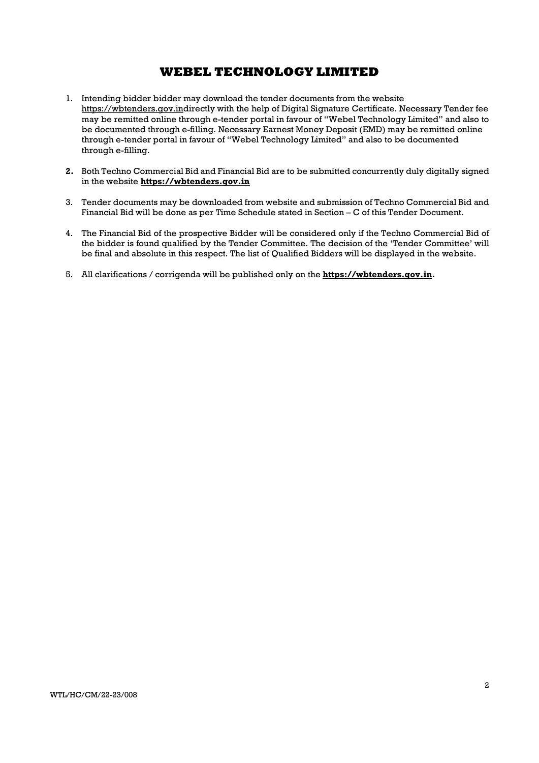# WEBEL TECHNOLOGY LIMITED

1. Intending bidder bidder may download the tender documents from the website https://wbtenders.gov.indirectly with the help of Digital Signature Certificate. Necessary Tender fee may be remitted online through e-tender portal in favour of "Webel Technology Limited" and also to be documented through e-filling. Necessary Earnest Money Deposit (EMD) may be remitted online through e-tender portal in favour of "Webel Technology Limited" and also to be documented through e-filling.

2. Both Techno Commercial Bid and Financial Bid are to be submitted concurrently duly digitally signed in the website **https://wbtenders.gov.in**

3. Tender documents may be downloaded from website and submission of Techno Commercial Bid and Financial Bid will be done as per Time Schedule stated in Section – C of this Tender Document.

4. The Financial Bid of the prospective Bidder will be considered only if the Techno Commercial Bid of the bidder is found qualified by the Tender Committee. The decision of the 'Tender Committee' will be final and absolute in this respect. The list of Qualified Bidders will be displayed in the website.

5. All clarifications / corrigenda will be published only on the **https://wbtenders.gov.in.**

WTL/HC/CM/22-23/008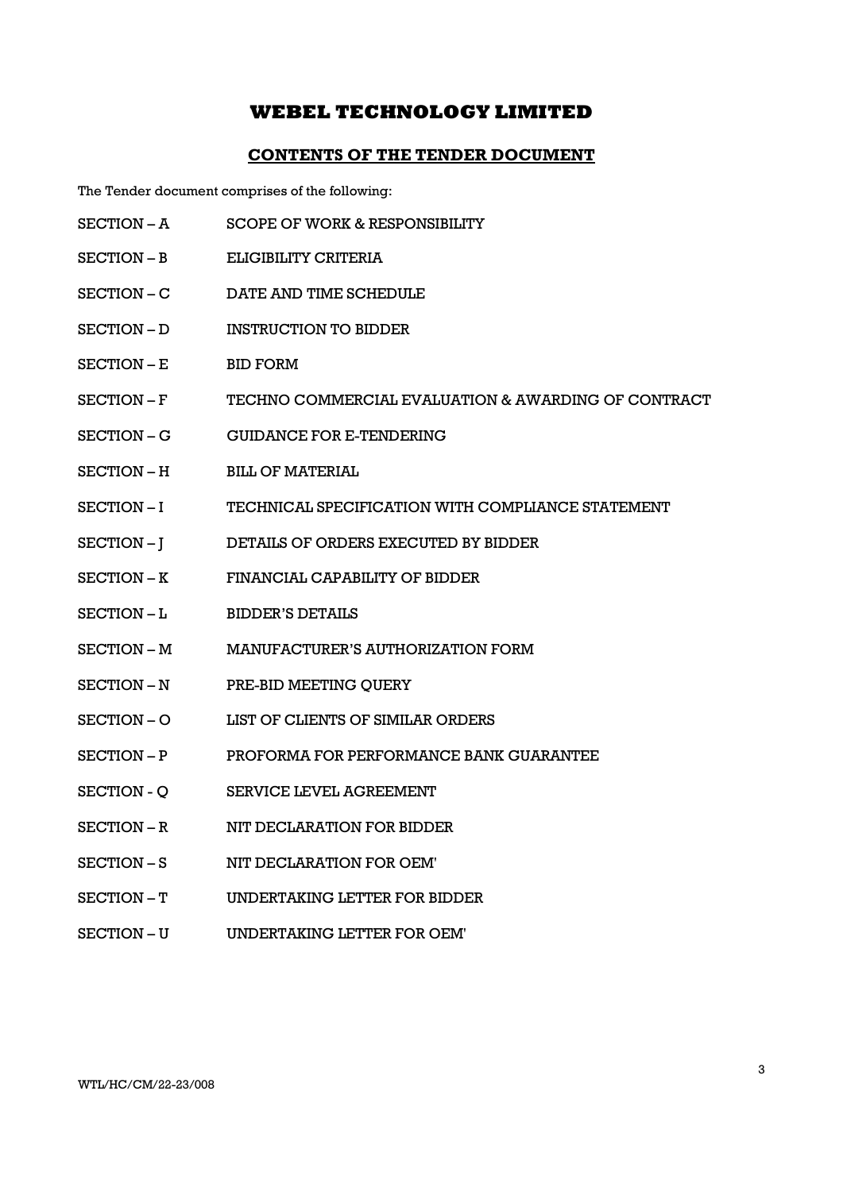# WEBEL TECHNOLOGY LIMITED

## CONTENTS OF THE TENDER DOCUMENT

The Tender document comprises of the following:

| | |
|---|---|
| SECTION – A | SCOPE OF WORK & RESPONSIBILITY |
| SECTION – B | ELIGIBILITY CRITERIA |
| SECTION – C | DATE AND TIME SCHEDULE |
| SECTION – D | INSTRUCTION TO BIDDER |
| SECTION – E | BID FORM |
| SECTION – F | TECHNO COMMERCIAL EVALUATION & AWARDING OF CONTRACT |
| SECTION – G | GUIDANCE FOR E-TENDERING |
| SECTION – H | BILL OF MATERIAL |
| SECTION – I | TECHNICAL SPECIFICATION WITH COMPLIANCE STATEMENT |
| SECTION – J | DETAILS OF ORDERS EXECUTED BY BIDDER |
| SECTION – K | FINANCIAL CAPABILITY OF BIDDER |
| SECTION – L | BIDDER'S DETAILS |
| SECTION – M | MANUFACTURER'S AUTHORIZATION FORM |
| SECTION – N | PRE-BID MEETING QUERY |
| SECTION – O | LIST OF CLIENTS OF SIMILAR ORDERS |
| SECTION – P | PROFORMA FOR PERFORMANCE BANK GUARANTEE |
| SECTION - Q | SERVICE LEVEL AGREEMENT |
| SECTION – R | NIT DECLARATION FOR BIDDER |
| SECTION – S | NIT DECLARATION FOR OEM' |
| SECTION – T | UNDERTAKING LETTER FOR BIDDER |
| SECTION – U | UNDERTAKING LETTER FOR OEM' |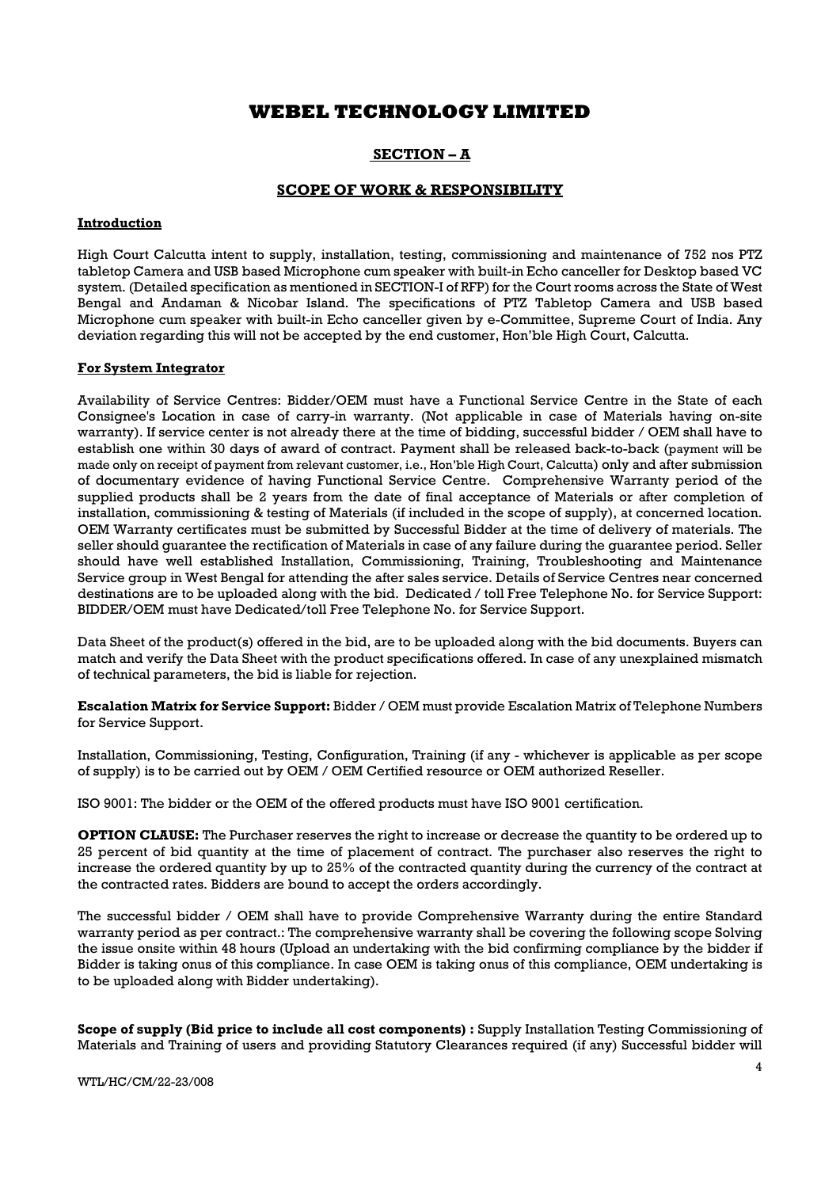# WEBEL TECHNOLOGY LIMITED

## SECTION – A

## SCOPE OF WORK & RESPONSIBILITY

**Introduction**

High Court Calcutta intent to supply, installation, testing, commissioning and maintenance of 752 nos PTZ tabletop Camera and USB based Microphone cum speaker with built-in Echo canceller for Desktop based VC system. (Detailed specification as mentioned in SECTION-I of RFP) for the Court rooms across the State of West Bengal and Andaman & Nicobar Island. The specifications of PTZ Tabletop Camera and USB based Microphone cum speaker with built-in Echo canceller given by e-Committee, Supreme Court of India. Any deviation regarding this will not be accepted by the end customer, Hon'ble High Court, Calcutta.

**For System Integrator**

Availability of Service Centres: Bidder/OEM must have a Functional Service Centre in the State of each Consignee's Location in case of carry-in warranty. (Not applicable in case of Materials having on-site warranty). If service center is not already there at the time of bidding, successful bidder / OEM shall have to establish one within 30 days of award of contract. Payment shall be released back-to-back (payment will be made only on receipt of payment from relevant customer, i.e., Hon'ble High Court, Calcutta) only and after submission of documentary evidence of having Functional Service Centre. Comprehensive Warranty period of the supplied products shall be 2 years from the date of final acceptance of Materials or after completion of installation, commissioning & testing of Materials (if included in the scope of supply), at concerned location. OEM Warranty certificates must be submitted by Successful Bidder at the time of delivery of materials. The seller should guarantee the rectification of Materials in case of any failure during the guarantee period. Seller should have well established Installation, Commissioning, Training, Troubleshooting and Maintenance Service group in West Bengal for attending the after sales service. Details of Service Centres near concerned destinations are to be uploaded along with the bid. Dedicated / toll Free Telephone No. for Service Support: BIDDER/OEM must have Dedicated/toll Free Telephone No. for Service Support.

Data Sheet of the product(s) offered in the bid, are to be uploaded along with the bid documents. Buyers can match and verify the Data Sheet with the product specifications offered. In case of any unexplained mismatch of technical parameters, the bid is liable for rejection.

**Escalation Matrix for Service Support:** Bidder / OEM must provide Escalation Matrix of Telephone Numbers for Service Support.

Installation, Commissioning, Testing, Configuration, Training (if any - whichever is applicable as per scope of supply) is to be carried out by OEM / OEM Certified resource or OEM authorized Reseller.

ISO 9001: The bidder or the OEM of the offered products must have ISO 9001 certification.

**OPTION CLAUSE:** The Purchaser reserves the right to increase or decrease the quantity to be ordered up to 25 percent of bid quantity at the time of placement of contract. The purchaser also reserves the right to increase the ordered quantity by up to 25% of the contracted quantity during the currency of the contract at the contracted rates. Bidders are bound to accept the orders accordingly.

The successful bidder / OEM shall have to provide Comprehensive Warranty during the entire Standard warranty period as per contract.: The comprehensive warranty shall be covering the following scope Solving the issue onsite within 48 hours (Upload an undertaking with the bid confirming compliance by the bidder if Bidder is taking onus of this compliance. In case OEM is taking onus of this compliance, OEM undertaking is to be uploaded along with Bidder undertaking).

**Scope of supply (Bid price to include all cost components) :** Supply Installation Testing Commissioning of Materials and Training of users and providing Statutory Clearances required (if any) Successful bidder will

WTL/HC/CM/22-23/008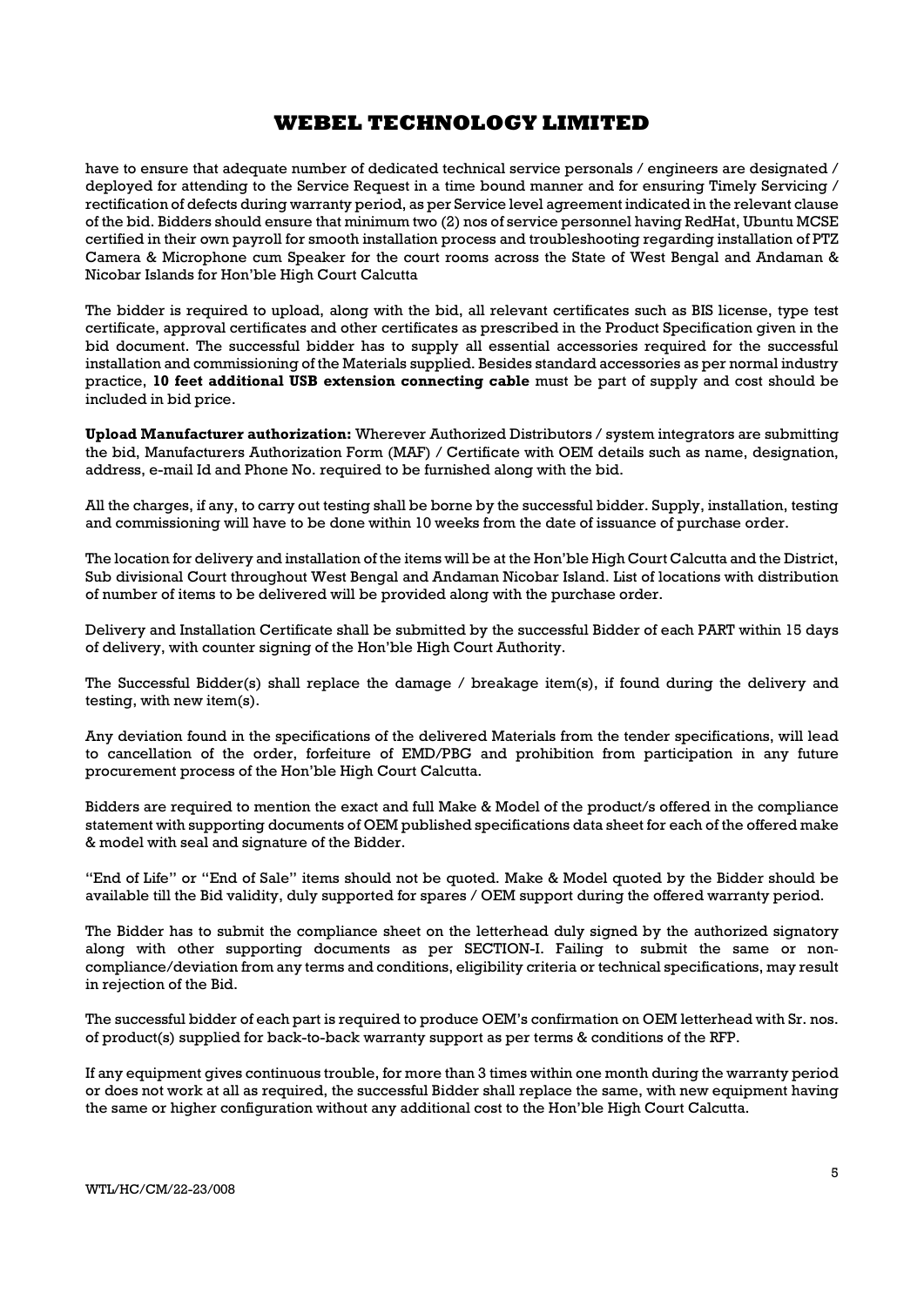have to ensure that adequate number of dedicated technical service personals / engineers are designated / deployed for attending to the Service Request in a time bound manner and for ensuring Timely Servicing / rectification of defects during warranty period, as per Service level agreement indicated in the relevant clause of the bid. Bidders should ensure that minimum two (2) nos of service personnel having RedHat, Ubuntu MCSE certified in their own payroll for smooth installation process and troubleshooting regarding installation of PTZ Camera & Microphone cum Speaker for the court rooms across the State of West Bengal and Andaman & Nicobar Islands for Hon'ble High Court Calcutta

The bidder is required to upload, along with the bid, all relevant certificates such as BIS license, type test certificate, approval certificates and other certificates as prescribed in the Product Specification given in the bid document. The successful bidder has to supply all essential accessories required for the successful installation and commissioning of the Materials supplied. Besides standard accessories as per normal industry practice, **10 feet additional USB extension connecting cable** must be part of supply and cost should be included in bid price.

**Upload Manufacturer authorization:** Wherever Authorized Distributors / system integrators are submitting the bid, Manufacturers Authorization Form (MAF) / Certificate with OEM details such as name, designation, address, e-mail Id and Phone No. required to be furnished along with the bid.

All the charges, if any, to carry out testing shall be borne by the successful bidder. Supply, installation, testing and commissioning will have to be done within 10 weeks from the date of issuance of purchase order.

The location for delivery and installation of the items will be at the Hon'ble High Court Calcutta and the District, Sub divisional Court throughout West Bengal and Andaman Nicobar Island. List of locations with distribution of number of items to be delivered will be provided along with the purchase order.

Delivery and Installation Certificate shall be submitted by the successful Bidder of each PART within 15 days of delivery, with counter signing of the Hon'ble High Court Authority.

The Successful Bidder(s) shall replace the damage / breakage item(s), if found during the delivery and testing, with new item(s).

Any deviation found in the specifications of the delivered Materials from the tender specifications, will lead to cancellation of the order, forfeiture of EMD/PBG and prohibition from participation in any future procurement process of the Hon'ble High Court Calcutta.

Bidders are required to mention the exact and full Make & Model of the product/s offered in the compliance statement with supporting documents of OEM published specifications data sheet for each of the offered make & model with seal and signature of the Bidder.

"End of Life" or "End of Sale" items should not be quoted. Make & Model quoted by the Bidder should be available till the Bid validity, duly supported for spares / OEM support during the offered warranty period.

The Bidder has to submit the compliance sheet on the letterhead duly signed by the authorized signatory along with other supporting documents as per SECTION-I. Failing to submit the same or non-compliance/deviation from any terms and conditions, eligibility criteria or technical specifications, may result in rejection of the Bid.

The successful bidder of each part is required to produce OEM's confirmation on OEM letterhead with Sr. nos. of product(s) supplied for back-to-back warranty support as per terms & conditions of the RFP.

If any equipment gives continuous trouble, for more than 3 times within one month during the warranty period or does not work at all as required, the successful Bidder shall replace the same, with new equipment having the same or higher configuration without any additional cost to the Hon'ble High Court Calcutta.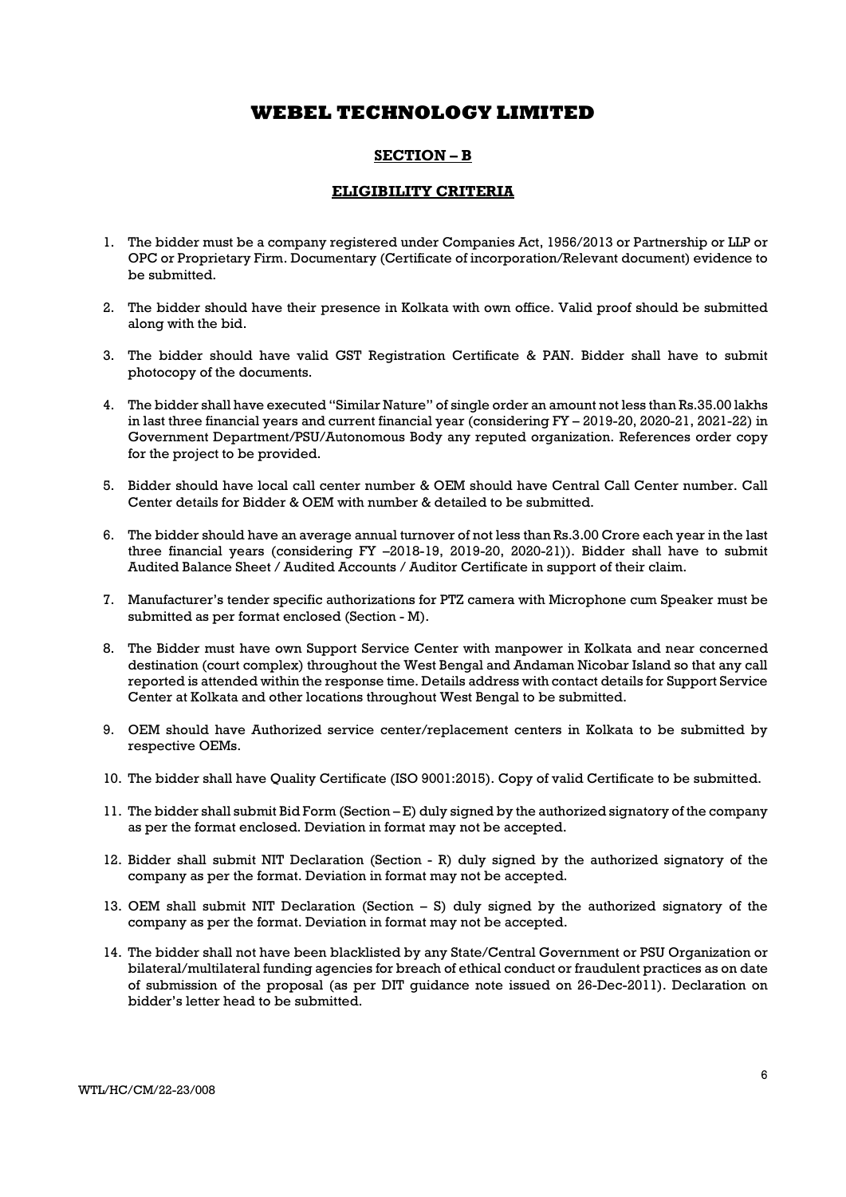# WEBEL TECHNOLOGY LIMITED

## SECTION – B

## ELIGIBILITY CRITERIA

1. The bidder must be a company registered under Companies Act, 1956/2013 or Partnership or LLP or OPC or Proprietary Firm. Documentary (Certificate of incorporation/Relevant document) evidence to be submitted.

2. The bidder should have their presence in Kolkata with own office. Valid proof should be submitted along with the bid.

3. The bidder should have valid GST Registration Certificate & PAN. Bidder shall have to submit photocopy of the documents.

4. The bidder shall have executed "Similar Nature" of single order an amount not less than Rs.35.00 lakhs in last three financial years and current financial year (considering FY – 2019-20, 2020-21, 2021-22) in Government Department/PSU/Autonomous Body any reputed organization. References order copy for the project to be provided.

5. Bidder should have local call center number & OEM should have Central Call Center number. Call Center details for Bidder & OEM with number & detailed to be submitted.

6. The bidder should have an average annual turnover of not less than Rs.3.00 Crore each year in the last three financial years (considering FY –2018-19, 2019-20, 2020-21)). Bidder shall have to submit Audited Balance Sheet / Audited Accounts / Auditor Certificate in support of their claim.

7. Manufacturer's tender specific authorizations for PTZ camera with Microphone cum Speaker must be submitted as per format enclosed (Section - M).

8. The Bidder must have own Support Service Center with manpower in Kolkata and near concerned destination (court complex) throughout the West Bengal and Andaman Nicobar Island so that any call reported is attended within the response time. Details address with contact details for Support Service Center at Kolkata and other locations throughout West Bengal to be submitted.

9. OEM should have Authorized service center/replacement centers in Kolkata to be submitted by respective OEMs.

10. The bidder shall have Quality Certificate (ISO 9001:2015). Copy of valid Certificate to be submitted.

11. The bidder shall submit Bid Form (Section – E) duly signed by the authorized signatory of the company as per the format enclosed. Deviation in format may not be accepted.

12. Bidder shall submit NIT Declaration (Section - R) duly signed by the authorized signatory of the company as per the format. Deviation in format may not be accepted.

13. OEM shall submit NIT Declaration (Section – S) duly signed by the authorized signatory of the company as per the format. Deviation in format may not be accepted.

14. The bidder shall not have been blacklisted by any State/Central Government or PSU Organization or bilateral/multilateral funding agencies for breach of ethical conduct or fraudulent practices as on date of submission of the proposal (as per DIT guidance note issued on 26-Dec-2011). Declaration on bidder's letter head to be submitted.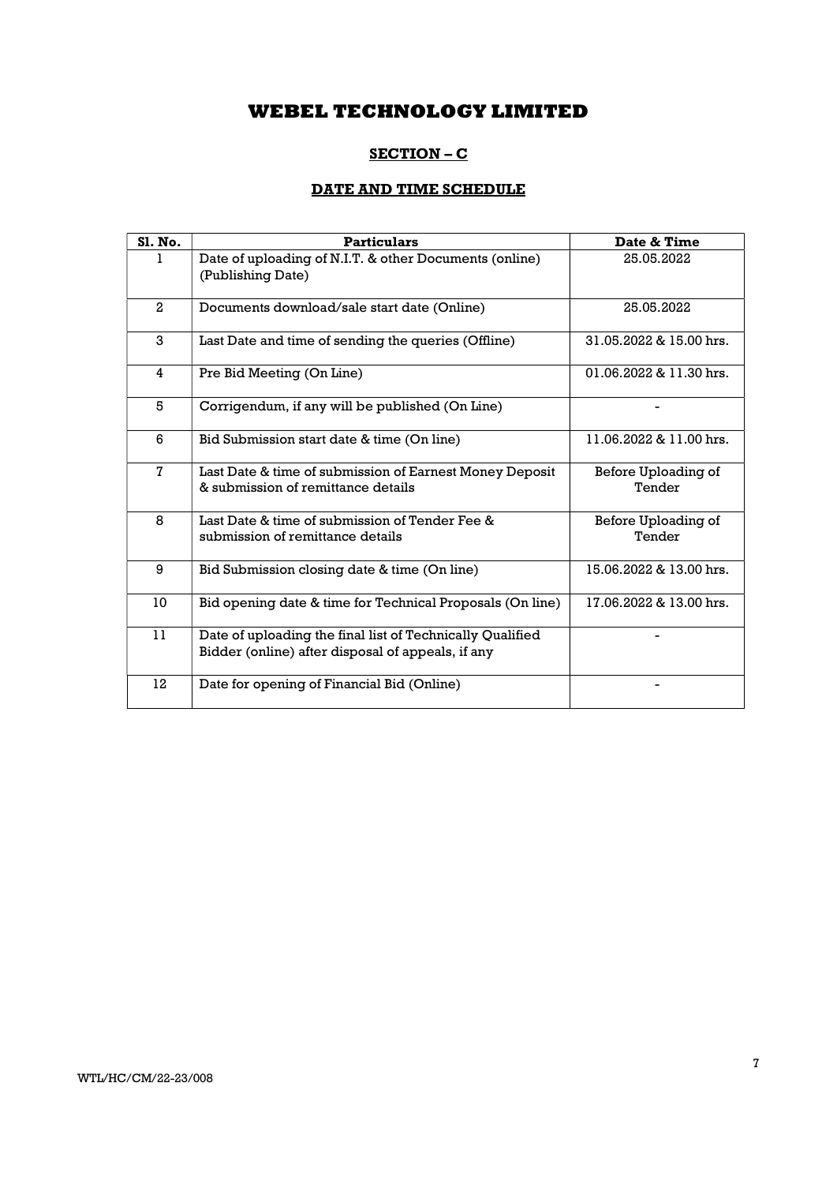# WEBEL TECHNOLOGY LIMITED

## SECTION – C

## DATE AND TIME SCHEDULE

| Sl. No. | Particulars | Date & Time |
|---|---|---|
| 1 | Date of uploading of N.I.T. & other Documents (online) (Publishing Date) | 25.05.2022 |
| 2 | Documents download/sale start date (Online) | 25.05.2022 |
| 3 | Last Date and time of sending the queries (Offline) | 31.05.2022 & 15.00 hrs. |
| 4 | Pre Bid Meeting (On Line) | 01.06.2022 & 11.30 hrs. |
| 5 | Corrigendum, if any will be published (On Line) | - |
| 6 | Bid Submission start date & time (On line) | 11.06.2022 & 11.00 hrs. |
| 7 | Last Date & time of submission of Earnest Money Deposit & submission of remittance details | Before Uploading of Tender |
| 8 | Last Date & time of submission of Tender Fee & submission of remittance details | Before Uploading of Tender |
| 9 | Bid Submission closing date & time (On line) | 15.06.2022 & 13.00 hrs. |
| 10 | Bid opening date & time for Technical Proposals (On line) | 17.06.2022 & 13.00 hrs. |
| 11 | Date of uploading the final list of Technically Qualified Bidder (online) after disposal of appeals, if any | - |
| 12 | Date for opening of Financial Bid (Online) | - |

WTL/HC/CM/22-23/008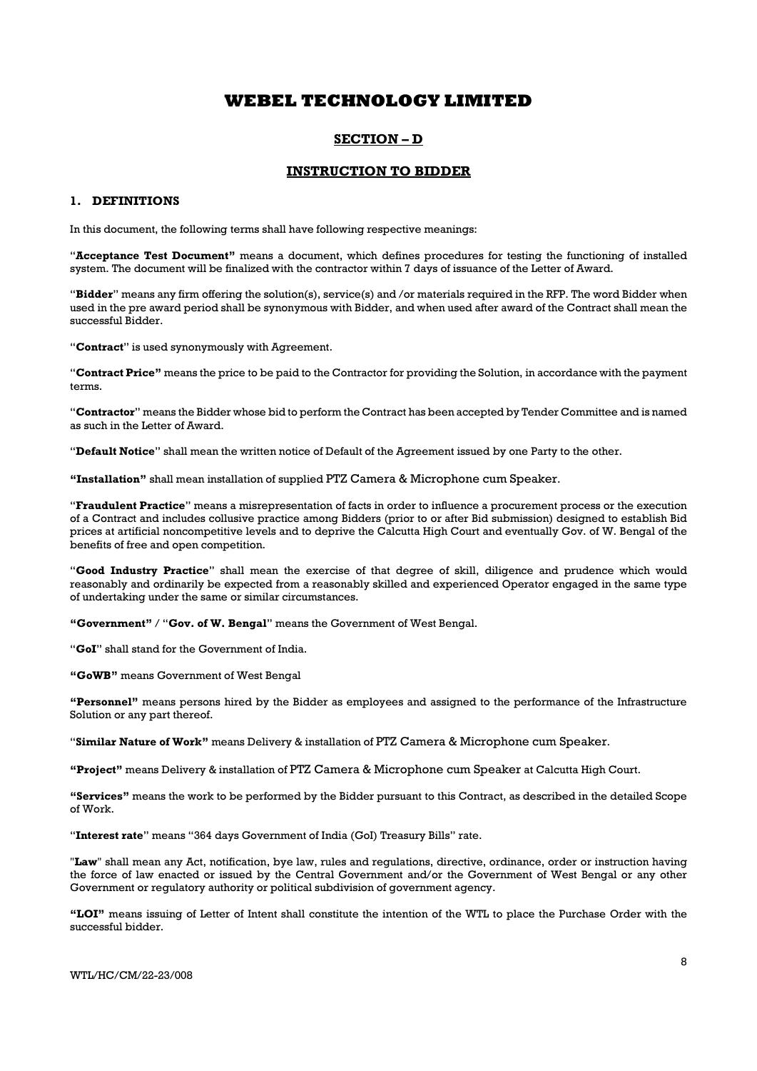# WEBEL TECHNOLOGY LIMITED

## SECTION – D

## INSTRUCTION TO BIDDER

### 1. DEFINITIONS

In this document, the following terms shall have following respective meanings:

"**Acceptance Test Document"** means a document, which defines procedures for testing the functioning of installed system. The document will be finalized with the contractor within 7 days of issuance of the Letter of Award.

"**Bidder**" means any firm offering the solution(s), service(s) and /or materials required in the RFP. The word Bidder when used in the pre award period shall be synonymous with Bidder, and when used after award of the Contract shall mean the successful Bidder.

"**Contract**" is used synonymously with Agreement.

"**Contract Price"** means the price to be paid to the Contractor for providing the Solution, in accordance with the payment terms.

"**Contractor**" means the Bidder whose bid to perform the Contract has been accepted by Tender Committee and is named as such in the Letter of Award.

"**Default Notice**" shall mean the written notice of Default of the Agreement issued by one Party to the other.

**"Installation"** shall mean installation of supplied PTZ Camera & Microphone cum Speaker.

"**Fraudulent Practice**" means a misrepresentation of facts in order to influence a procurement process or the execution of a Contract and includes collusive practice among Bidders (prior to or after Bid submission) designed to establish Bid prices at artificial noncompetitive levels and to deprive the Calcutta High Court and eventually Gov. of W. Bengal of the benefits of free and open competition.

"**Good Industry Practice**" shall mean the exercise of that degree of skill, diligence and prudence which would reasonably and ordinarily be expected from a reasonably skilled and experienced Operator engaged in the same type of undertaking under the same or similar circumstances.

**"Government"** / "**Gov. of W. Bengal**" means the Government of West Bengal.

"**GoI**" shall stand for the Government of India.

**"GoWB"** means Government of West Bengal

**"Personnel"** means persons hired by the Bidder as employees and assigned to the performance of the Infrastructure Solution or any part thereof.

"**Similar Nature of Work"** means Delivery & installation of PTZ Camera & Microphone cum Speaker.

**"Project"** means Delivery & installation of PTZ Camera & Microphone cum Speaker at Calcutta High Court.

**"Services"** means the work to be performed by the Bidder pursuant to this Contract, as described in the detailed Scope of Work.

"**Interest rate**" means "364 days Government of India (GoI) Treasury Bills" rate.

"**Law**" shall mean any Act, notification, bye law, rules and regulations, directive, ordinance, order or instruction having the force of law enacted or issued by the Central Government and/or the Government of West Bengal or any other Government or regulatory authority or political subdivision of government agency.

**"LOI"** means issuing of Letter of Intent shall constitute the intention of the WTL to place the Purchase Order with the successful bidder.

WTL/HC/CM/22-23/008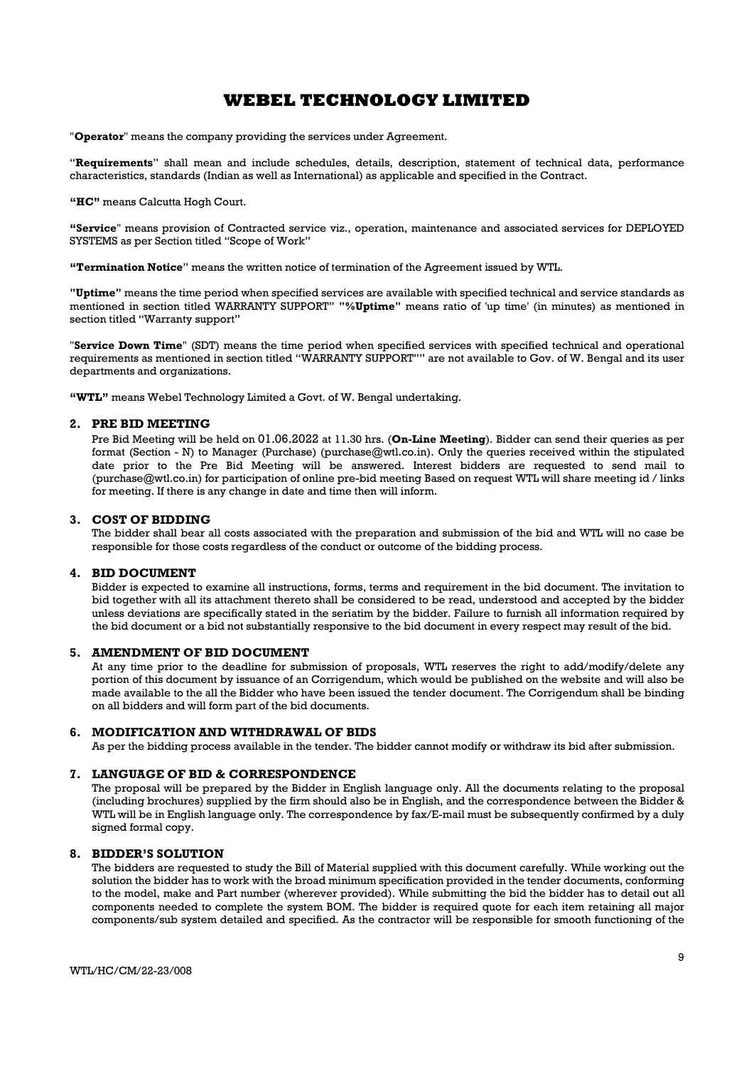# WEBEL TECHNOLOGY LIMITED

"**Operator**" means the company providing the services under Agreement.

"**Requirements**" shall mean and include schedules, details, description, statement of technical data, performance characteristics, standards (Indian as well as International) as applicable and specified in the Contract.

**"HC"** means Calcutta Hogh Court.

**"Service**" means provision of Contracted service viz., operation, maintenance and associated services for DEPLOYED SYSTEMS as per Section titled "Scope of Work"

**"Termination Notice"** means the written notice of termination of the Agreement issued by WTL.

**"Uptime"** means the time period when specified services are available with specified technical and service standards as mentioned in section titled WARRANTY SUPPORT" **"%Uptime"** means ratio of 'up time' (in minutes) as mentioned in section titled "Warranty support"

"**Service Down Time**" (SDT) means the time period when specified services with specified technical and operational requirements as mentioned in section titled "WARRANTY SUPPORT"" are not available to Gov. of W. Bengal and its user departments and organizations.

**"WTL"** means Webel Technology Limited a Govt. of W. Bengal undertaking.

## 2. PRE BID MEETING

Pre Bid Meeting will be held on 01.06.2022 at 11.30 hrs. (**On-Line Meeting**). Bidder can send their queries as per format (Section - N) to Manager (Purchase) (purchase@wtl.co.in). Only the queries received within the stipulated date prior to the Pre Bid Meeting will be answered. Interest bidders are requested to send mail to (purchase@wtl.co.in) for participation of online pre-bid meeting Based on request WTL will share meeting id / links for meeting. If there is any change in date and time then will inform.

## 3. COST OF BIDDING

The bidder shall bear all costs associated with the preparation and submission of the bid and WTL will no case be responsible for those costs regardless of the conduct or outcome of the bidding process.

## 4. BID DOCUMENT

Bidder is expected to examine all instructions, forms, terms and requirement in the bid document. The invitation to bid together with all its attachment thereto shall be considered to be read, understood and accepted by the bidder unless deviations are specifically stated in the seriatim by the bidder. Failure to furnish all information required by the bid document or a bid not substantially responsive to the bid document in every respect may result of the bid.

## 5. AMENDMENT OF BID DOCUMENT

At any time prior to the deadline for submission of proposals, WTL reserves the right to add/modify/delete any portion of this document by issuance of an Corrigendum, which would be published on the website and will also be made available to the all the Bidder who have been issued the tender document. The Corrigendum shall be binding on all bidders and will form part of the bid documents.

## 6. MODIFICATION AND WITHDRAWAL OF BIDS

As per the bidding process available in the tender. The bidder cannot modify or withdraw its bid after submission.

## 7. LANGUAGE OF BID & CORRESPONDENCE

The proposal will be prepared by the Bidder in English language only. All the documents relating to the proposal (including brochures) supplied by the firm should also be in English, and the correspondence between the Bidder & WTL will be in English language only. The correspondence by fax/E-mail must be subsequently confirmed by a duly signed formal copy.

## 8. BIDDER'S SOLUTION

The bidders are requested to study the Bill of Material supplied with this document carefully. While working out the solution the bidder has to work with the broad minimum specification provided in the tender documents, conforming to the model, make and Part number (wherever provided). While submitting the bid the bidder has to detail out all components needed to complete the system BOM. The bidder is required quote for each item retaining all major components/sub system detailed and specified. As the contractor will be responsible for smooth functioning of the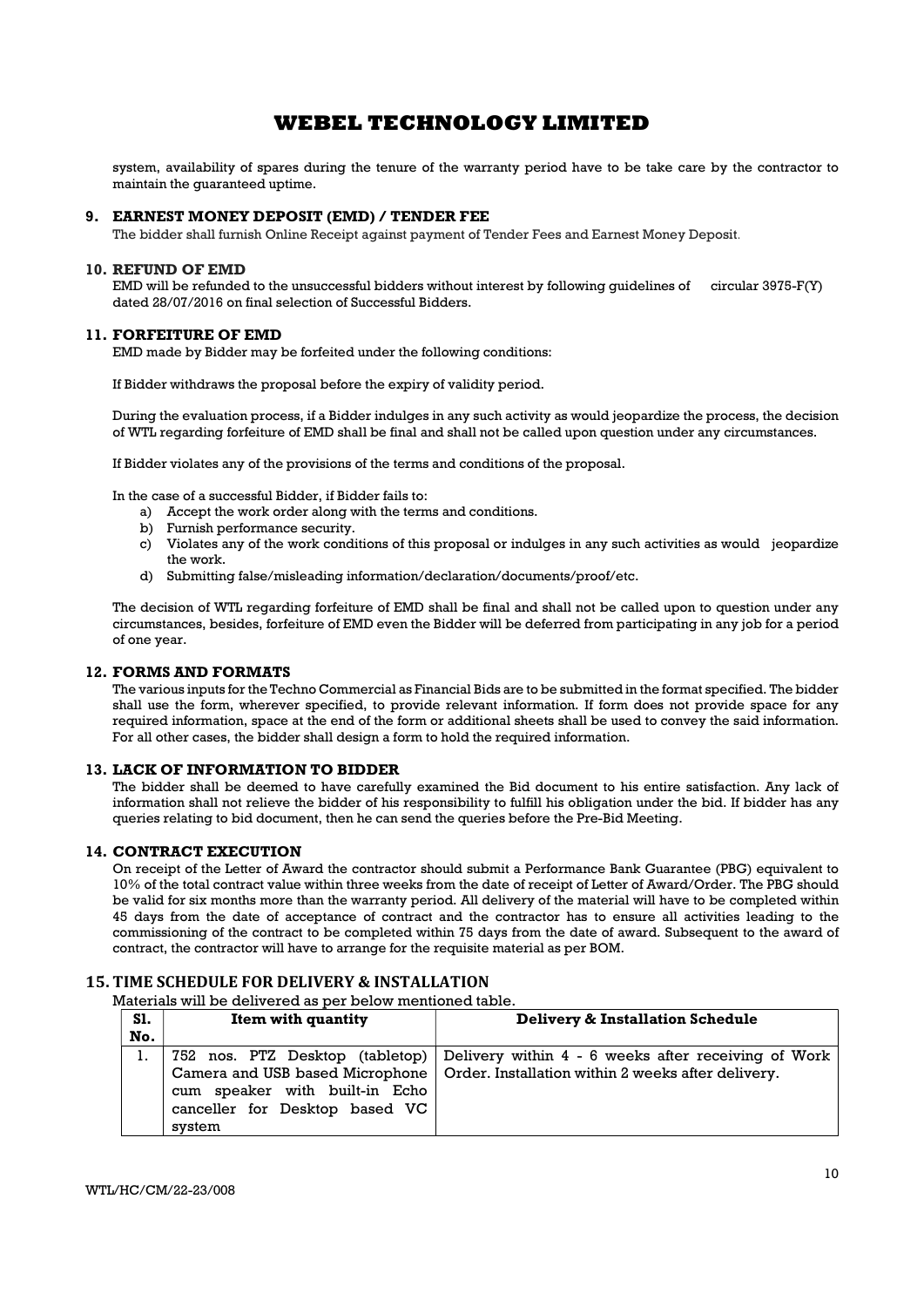system, availability of spares during the tenure of the warranty period have to be take care by the contractor to maintain the guaranteed uptime.

## 9. EARNEST MONEY DEPOSIT (EMD) / TENDER FEE

The bidder shall furnish Online Receipt against payment of Tender Fees and Earnest Money Deposit.

## 10. REFUND OF EMD

EMD will be refunded to the unsuccessful bidders without interest by following guidelines of circular 3975-F(Y) dated 28/07/2016 on final selection of Successful Bidders.

## 11. FORFEITURE OF EMD

EMD made by Bidder may be forfeited under the following conditions:

If Bidder withdraws the proposal before the expiry of validity period.

During the evaluation process, if a Bidder indulges in any such activity as would jeopardize the process, the decision of WTL regarding forfeiture of EMD shall be final and shall not be called upon question under any circumstances.

If Bidder violates any of the provisions of the terms and conditions of the proposal.

In the case of a successful Bidder, if Bidder fails to:

a) Accept the work order along with the terms and conditions.
b) Furnish performance security.
c) Violates any of the work conditions of this proposal or indulges in any such activities as would jeopardize the work.
d) Submitting false/misleading information/declaration/documents/proof/etc.

The decision of WTL regarding forfeiture of EMD shall be final and shall not be called upon to question under any circumstances, besides, forfeiture of EMD even the Bidder will be deferred from participating in any job for a period of one year.

## 12. FORMS AND FORMATS

The various inputs for the Techno Commercial as Financial Bids are to be submitted in the format specified. The bidder shall use the form, wherever specified, to provide relevant information. If form does not provide space for any required information, space at the end of the form or additional sheets shall be used to convey the said information. For all other cases, the bidder shall design a form to hold the required information.

## 13. LACK OF INFORMATION TO BIDDER

The bidder shall be deemed to have carefully examined the Bid document to his entire satisfaction. Any lack of information shall not relieve the bidder of his responsibility to fulfill his obligation under the bid. If bidder has any queries relating to bid document, then he can send the queries before the Pre-Bid Meeting.

## 14. CONTRACT EXECUTION

On receipt of the Letter of Award the contractor should submit a Performance Bank Guarantee (PBG) equivalent to 10% of the total contract value within three weeks from the date of receipt of Letter of Award/Order. The PBG should be valid for six months more than the warranty period. All delivery of the material will have to be completed within 45 days from the date of acceptance of contract and the contractor has to ensure all activities leading to the commissioning of the contract to be completed within 75 days from the date of award. Subsequent to the award of contract, the contractor will have to arrange for the requisite material as per BOM.

## 15. TIME SCHEDULE FOR DELIVERY & INSTALLATION

Materials will be delivered as per below mentioned table.

| Sl. No. | Item with quantity | Delivery & Installation Schedule |
|---|---|---|
| 1. | 752 nos. PTZ Desktop (tabletop) Camera and USB based Microphone cum speaker with built-in Echo canceller for Desktop based VC system | Delivery within 4 - 6 weeks after receiving of Work Order. Installation within 2 weeks after delivery. |

WTL/HC/CM/22-23/008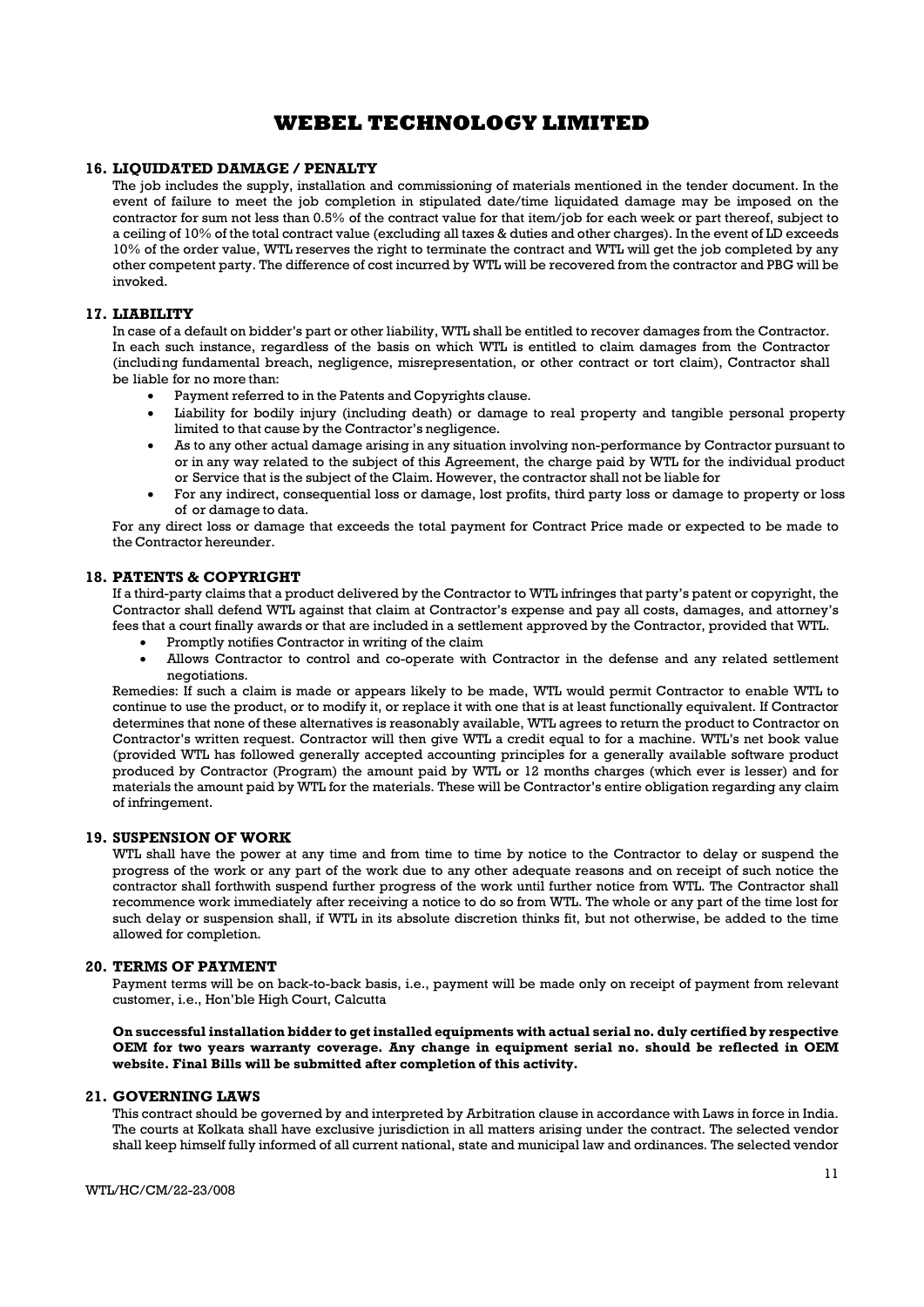# WEBEL TECHNOLOGY LIMITED

### 16. LIQUIDATED DAMAGE / PENALTY

The job includes the supply, installation and commissioning of materials mentioned in the tender document. In the event of failure to meet the job completion in stipulated date/time liquidated damage may be imposed on the contractor for sum not less than 0.5% of the contract value for that item/job for each week or part thereof, subject to a ceiling of 10% of the total contract value (excluding all taxes & duties and other charges). In the event of LD exceeds 10% of the order value, WTL reserves the right to terminate the contract and WTL will get the job completed by any other competent party. The difference of cost incurred by WTL will be recovered from the contractor and PBG will be invoked.

### 17. LIABILITY

In case of a default on bidder's part or other liability, WTL shall be entitled to recover damages from the Contractor. In each such instance, regardless of the basis on which WTL is entitled to claim damages from the Contractor (including fundamental breach, negligence, misrepresentation, or other contract or tort claim), Contractor shall be liable for no more than:

- Payment referred to in the Patents and Copyrights clause.
- Liability for bodily injury (including death) or damage to real property and tangible personal property limited to that cause by the Contractor's negligence.
- As to any other actual damage arising in any situation involving non-performance by Contractor pursuant to or in any way related to the subject of this Agreement, the charge paid by WTL for the individual product or Service that is the subject of the Claim. However, the contractor shall not be liable for
- For any indirect, consequential loss or damage, lost profits, third party loss or damage to property or loss of or damage to data.

For any direct loss or damage that exceeds the total payment for Contract Price made or expected to be made to the Contractor hereunder.

### 18. PATENTS & COPYRIGHT

If a third-party claims that a product delivered by the Contractor to WTL infringes that party's patent or copyright, the Contractor shall defend WTL against that claim at Contractor's expense and pay all costs, damages, and attorney's fees that a court finally awards or that are included in a settlement approved by the Contractor, provided that WTL.

- Promptly notifies Contractor in writing of the claim
- Allows Contractor to control and co-operate with Contractor in the defense and any related settlement negotiations.

Remedies: If such a claim is made or appears likely to be made, WTL would permit Contractor to enable WTL to continue to use the product, or to modify it, or replace it with one that is at least functionally equivalent. If Contractor determines that none of these alternatives is reasonably available, WTL agrees to return the product to Contractor on Contractor's written request. Contractor will then give WTL a credit equal to for a machine. WTL's net book value (provided WTL has followed generally accepted accounting principles for a generally available software product produced by Contractor (Program) the amount paid by WTL or 12 months charges (which ever is lesser) and for materials the amount paid by WTL for the materials. These will be Contractor's entire obligation regarding any claim of infringement.

### 19. SUSPENSION OF WORK

WTL shall have the power at any time and from time to time by notice to the Contractor to delay or suspend the progress of the work or any part of the work due to any other adequate reasons and on receipt of such notice the contractor shall forthwith suspend further progress of the work until further notice from WTL. The Contractor shall recommence work immediately after receiving a notice to do so from WTL. The whole or any part of the time lost for such delay or suspension shall, if WTL in its absolute discretion thinks fit, but not otherwise, be added to the time allowed for completion.

### 20. TERMS OF PAYMENT

Payment terms will be on back-to-back basis, i.e., payment will be made only on receipt of payment from relevant customer, i.e., Hon'ble High Court, Calcutta

**On successful installation bidder to get installed equipments with actual serial no. duly certified by respective OEM for two years warranty coverage. Any change in equipment serial no. should be reflected in OEM website. Final Bills will be submitted after completion of this activity.**

### 21. GOVERNING LAWS

This contract should be governed by and interpreted by Arbitration clause in accordance with Laws in force in India. The courts at Kolkata shall have exclusive jurisdiction in all matters arising under the contract. The selected vendor shall keep himself fully informed of all current national, state and municipal law and ordinances. The selected vendor

WTL/HC/CM/22-23/008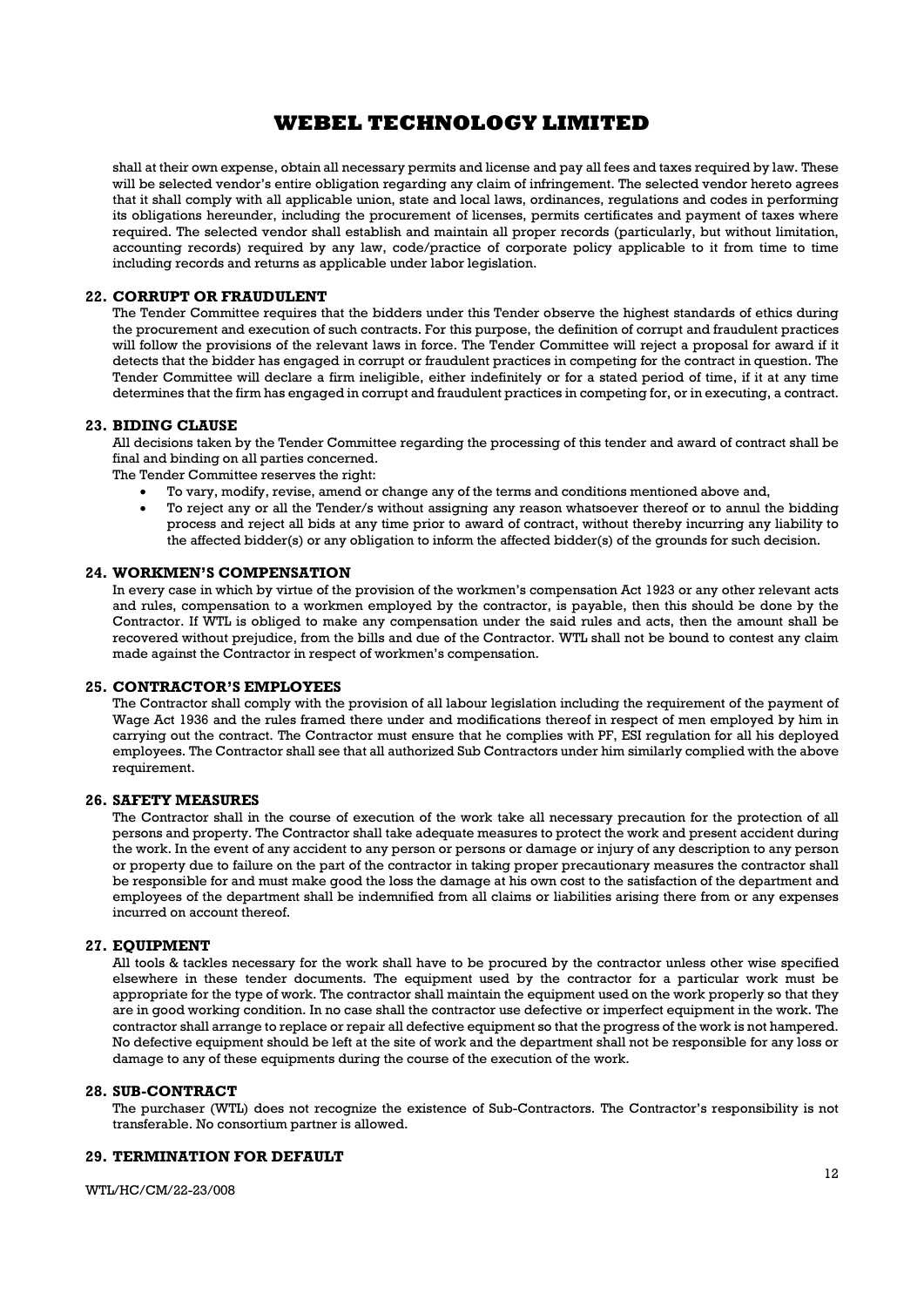shall at their own expense, obtain all necessary permits and license and pay all fees and taxes required by law. These will be selected vendor's entire obligation regarding any claim of infringement. The selected vendor hereto agrees that it shall comply with all applicable union, state and local laws, ordinances, regulations and codes in performing its obligations hereunder, including the procurement of licenses, permits certificates and payment of taxes where required. The selected vendor shall establish and maintain all proper records (particularly, but without limitation, accounting records) required by any law, code/practice of corporate policy applicable to it from time to time including records and returns as applicable under labor legislation.

### 22. CORRUPT OR FRAUDULENT

The Tender Committee requires that the bidders under this Tender observe the highest standards of ethics during the procurement and execution of such contracts. For this purpose, the definition of corrupt and fraudulent practices will follow the provisions of the relevant laws in force. The Tender Committee will reject a proposal for award if it detects that the bidder has engaged in corrupt or fraudulent practices in competing for the contract in question. The Tender Committee will declare a firm ineligible, either indefinitely or for a stated period of time, if it at any time determines that the firm has engaged in corrupt and fraudulent practices in competing for, or in executing, a contract.

### 23. BIDING CLAUSE

All decisions taken by the Tender Committee regarding the processing of this tender and award of contract shall be final and binding on all parties concerned.

The Tender Committee reserves the right:

- To vary, modify, revise, amend or change any of the terms and conditions mentioned above and,
- To reject any or all the Tender/s without assigning any reason whatsoever thereof or to annul the bidding process and reject all bids at any time prior to award of contract, without thereby incurring any liability to the affected bidder(s) or any obligation to inform the affected bidder(s) of the grounds for such decision.

### 24. WORKMEN'S COMPENSATION

In every case in which by virtue of the provision of the workmen's compensation Act 1923 or any other relevant acts and rules, compensation to a workmen employed by the contractor, is payable, then this should be done by the Contractor. If WTL is obliged to make any compensation under the said rules and acts, then the amount shall be recovered without prejudice, from the bills and due of the Contractor. WTL shall not be bound to contest any claim made against the Contractor in respect of workmen's compensation.

### 25. CONTRACTOR'S EMPLOYEES

The Contractor shall comply with the provision of all labour legislation including the requirement of the payment of Wage Act 1936 and the rules framed there under and modifications thereof in respect of men employed by him in carrying out the contract. The Contractor must ensure that he complies with PF, ESI regulation for all his deployed employees. The Contractor shall see that all authorized Sub Contractors under him similarly complied with the above requirement.

### 26. SAFETY MEASURES

The Contractor shall in the course of execution of the work take all necessary precaution for the protection of all persons and property. The Contractor shall take adequate measures to protect the work and present accident during the work. In the event of any accident to any person or persons or damage or injury of any description to any person or property due to failure on the part of the contractor in taking proper precautionary measures the contractor shall be responsible for and must make good the loss the damage at his own cost to the satisfaction of the department and employees of the department shall be indemnified from all claims or liabilities arising there from or any expenses incurred on account thereof.

### 27. EQUIPMENT

All tools & tackles necessary for the work shall have to be procured by the contractor unless other wise specified elsewhere in these tender documents. The equipment used by the contractor for a particular work must be appropriate for the type of work. The contractor shall maintain the equipment used on the work properly so that they are in good working condition. In no case shall the contractor use defective or imperfect equipment in the work. The contractor shall arrange to replace or repair all defective equipment so that the progress of the work is not hampered. No defective equipment should be left at the site of work and the department shall not be responsible for any loss or damage to any of these equipments during the course of the execution of the work.

### 28. SUB-CONTRACT

The purchaser (WTL) does not recognize the existence of Sub-Contractors. The Contractor's responsibility is not transferable. No consortium partner is allowed.

### 29. TERMINATION FOR DEFAULT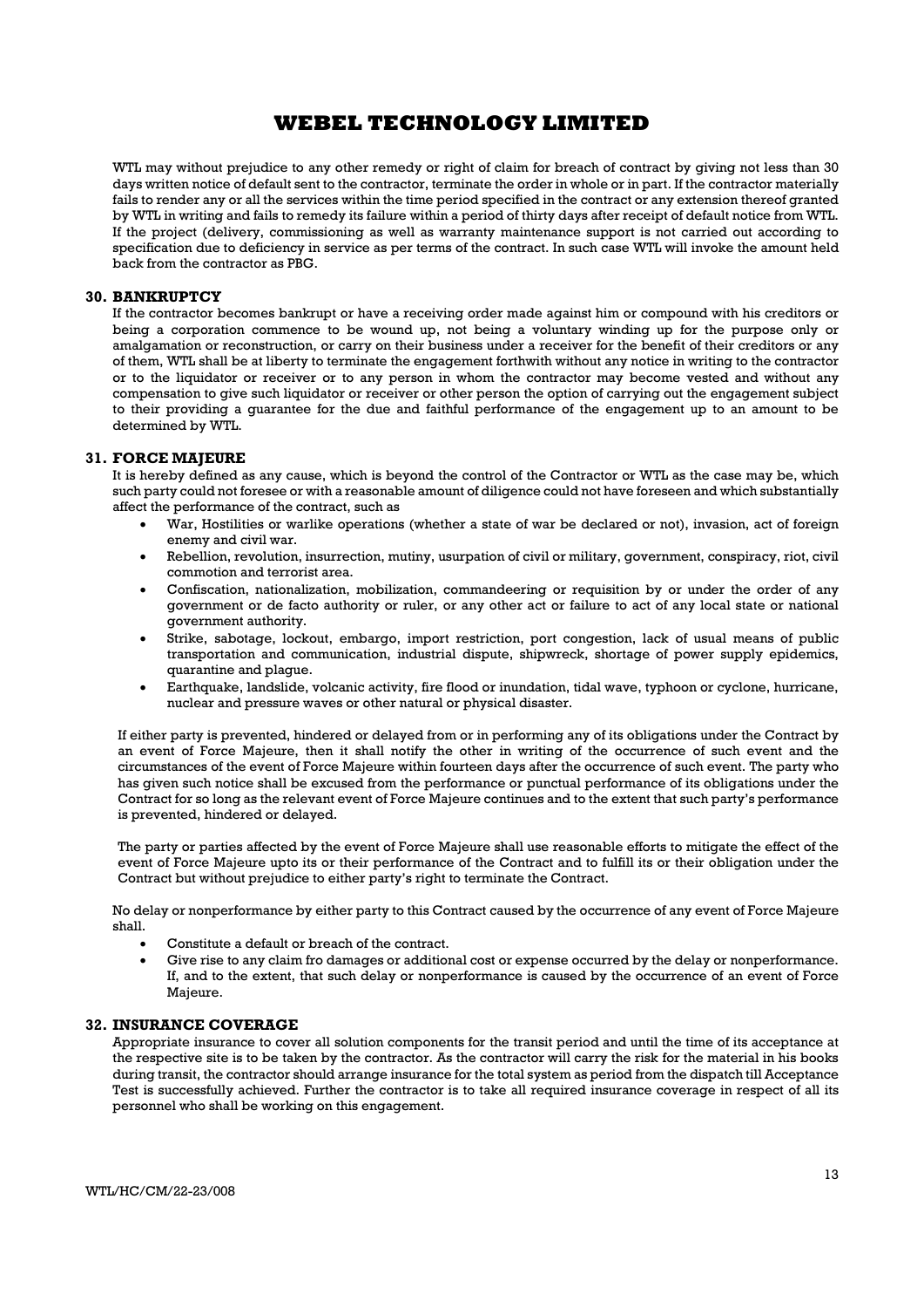WTL may without prejudice to any other remedy or right of claim for breach of contract by giving not less than 30 days written notice of default sent to the contractor, terminate the order in whole or in part. If the contractor materially fails to render any or all the services within the time period specified in the contract or any extension thereof granted by WTL in writing and fails to remedy its failure within a period of thirty days after receipt of default notice from WTL. If the project (delivery, commissioning as well as warranty maintenance support is not carried out according to specification due to deficiency in service as per terms of the contract. In such case WTL will invoke the amount held back from the contractor as PBG.

### 30. BANKRUPTCY

If the contractor becomes bankrupt or have a receiving order made against him or compound with his creditors or being a corporation commence to be wound up, not being a voluntary winding up for the purpose only or amalgamation or reconstruction, or carry on their business under a receiver for the benefit of their creditors or any of them, WTL shall be at liberty to terminate the engagement forthwith without any notice in writing to the contractor or to the liquidator or receiver or to any person in whom the contractor may become vested and without any compensation to give such liquidator or receiver or other person the option of carrying out the engagement subject to their providing a guarantee for the due and faithful performance of the engagement up to an amount to be determined by WTL.

### 31. FORCE MAJEURE

It is hereby defined as any cause, which is beyond the control of the Contractor or WTL as the case may be, which such party could not foresee or with a reasonable amount of diligence could not have foreseen and which substantially affect the performance of the contract, such as

- War, Hostilities or warlike operations (whether a state of war be declared or not), invasion, act of foreign enemy and civil war.
- Rebellion, revolution, insurrection, mutiny, usurpation of civil or military, government, conspiracy, riot, civil commotion and terrorist area.
- Confiscation, nationalization, mobilization, commandeering or requisition by or under the order of any government or de facto authority or ruler, or any other act or failure to act of any local state or national government authority.
- Strike, sabotage, lockout, embargo, import restriction, port congestion, lack of usual means of public transportation and communication, industrial dispute, shipwreck, shortage of power supply epidemics, quarantine and plague.
- Earthquake, landslide, volcanic activity, fire flood or inundation, tidal wave, typhoon or cyclone, hurricane, nuclear and pressure waves or other natural or physical disaster.

If either party is prevented, hindered or delayed from or in performing any of its obligations under the Contract by an event of Force Majeure, then it shall notify the other in writing of the occurrence of such event and the circumstances of the event of Force Majeure within fourteen days after the occurrence of such event. The party who has given such notice shall be excused from the performance or punctual performance of its obligations under the Contract for so long as the relevant event of Force Majeure continues and to the extent that such party's performance is prevented, hindered or delayed.

The party or parties affected by the event of Force Majeure shall use reasonable efforts to mitigate the effect of the event of Force Majeure upto its or their performance of the Contract and to fulfill its or their obligation under the Contract but without prejudice to either party's right to terminate the Contract.

No delay or nonperformance by either party to this Contract caused by the occurrence of any event of Force Majeure shall.

- Constitute a default or breach of the contract.
- Give rise to any claim fro damages or additional cost or expense occurred by the delay or nonperformance. If, and to the extent, that such delay or nonperformance is caused by the occurrence of an event of Force Majeure.

### 32. INSURANCE COVERAGE

Appropriate insurance to cover all solution components for the transit period and until the time of its acceptance at the respective site is to be taken by the contractor. As the contractor will carry the risk for the material in his books during transit, the contractor should arrange insurance for the total system as period from the dispatch till Acceptance Test is successfully achieved. Further the contractor is to take all required insurance coverage in respect of all its personnel who shall be working on this engagement.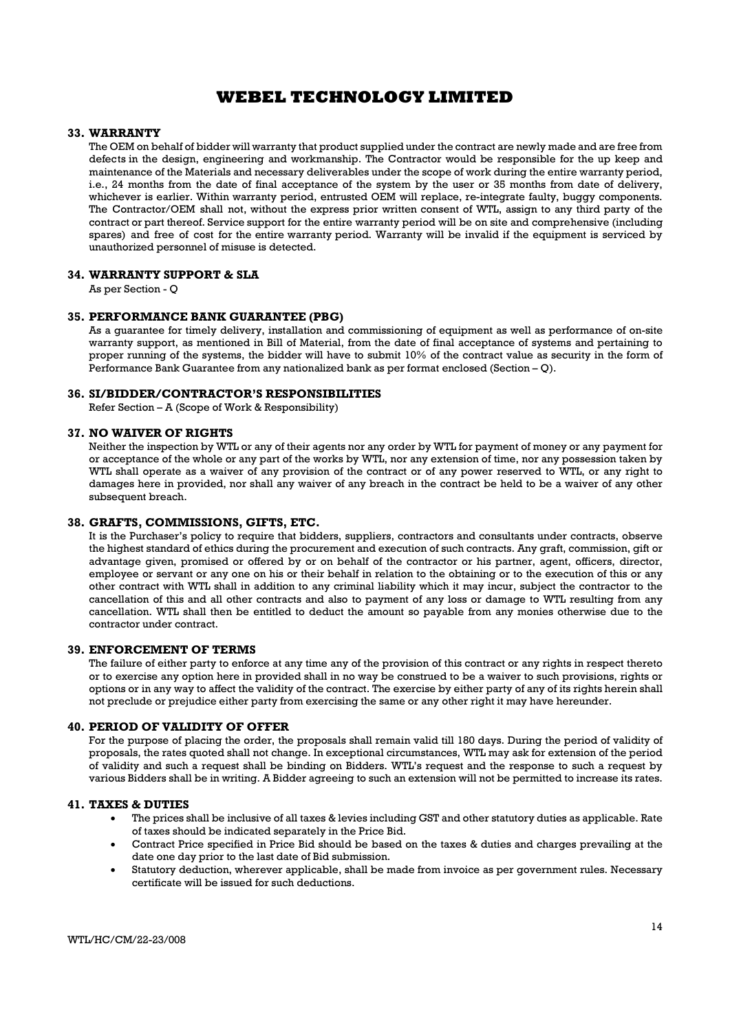# WEBEL TECHNOLOGY LIMITED

### 33. WARRANTY

The OEM on behalf of bidder will warranty that product supplied under the contract are newly made and are free from defects in the design, engineering and workmanship. The Contractor would be responsible for the up keep and maintenance of the Materials and necessary deliverables under the scope of work during the entire warranty period, i.e., 24 months from the date of final acceptance of the system by the user or 35 months from date of delivery, whichever is earlier. Within warranty period, entrusted OEM will replace, re-integrate faulty, buggy components. The Contractor/OEM shall not, without the express prior written consent of WTL, assign to any third party of the contract or part thereof. Service support for the entire warranty period will be on site and comprehensive (including spares) and free of cost for the entire warranty period. Warranty will be invalid if the equipment is serviced by unauthorized personnel of misuse is detected.

### 34. WARRANTY SUPPORT & SLA

As per Section - Q

### 35. PERFORMANCE BANK GUARANTEE (PBG)

As a guarantee for timely delivery, installation and commissioning of equipment as well as performance of on-site warranty support, as mentioned in Bill of Material, from the date of final acceptance of systems and pertaining to proper running of the systems, the bidder will have to submit 10% of the contract value as security in the form of Performance Bank Guarantee from any nationalized bank as per format enclosed (Section – Q).

### 36. SI/BIDDER/CONTRACTOR'S RESPONSIBILITIES

Refer Section – A (Scope of Work & Responsibility)

### 37. NO WAIVER OF RIGHTS

Neither the inspection by WTL or any of their agents nor any order by WTL for payment of money or any payment for or acceptance of the whole or any part of the works by WTL, nor any extension of time, nor any possession taken by WTL shall operate as a waiver of any provision of the contract or of any power reserved to WTL, or any right to damages here in provided, nor shall any waiver of any breach in the contract be held to be a waiver of any other subsequent breach.

### 38. GRAFTS, COMMISSIONS, GIFTS, ETC.

It is the Purchaser's policy to require that bidders, suppliers, contractors and consultants under contracts, observe the highest standard of ethics during the procurement and execution of such contracts. Any graft, commission, gift or advantage given, promised or offered by or on behalf of the contractor or his partner, agent, officers, director, employee or servant or any one on his or their behalf in relation to the obtaining or to the execution of this or any other contract with WTL shall in addition to any criminal liability which it may incur, subject the contractor to the cancellation of this and all other contracts and also to payment of any loss or damage to WTL resulting from any cancellation. WTL shall then be entitled to deduct the amount so payable from any monies otherwise due to the contractor under contract.

### 39. ENFORCEMENT OF TERMS

The failure of either party to enforce at any time any of the provision of this contract or any rights in respect thereto or to exercise any option here in provided shall in no way be construed to be a waiver to such provisions, rights or options or in any way to affect the validity of the contract. The exercise by either party of any of its rights herein shall not preclude or prejudice either party from exercising the same or any other right it may have hereunder.

### 40. PERIOD OF VALIDITY OF OFFER

For the purpose of placing the order, the proposals shall remain valid till 180 days. During the period of validity of proposals, the rates quoted shall not change. In exceptional circumstances, WTL may ask for extension of the period of validity and such a request shall be binding on Bidders. WTL's request and the response to such a request by various Bidders shall be in writing. A Bidder agreeing to such an extension will not be permitted to increase its rates.

### 41. TAXES & DUTIES

- The prices shall be inclusive of all taxes & levies including GST and other statutory duties as applicable. Rate of taxes should be indicated separately in the Price Bid.
- Contract Price specified in Price Bid should be based on the taxes & duties and charges prevailing at the date one day prior to the last date of Bid submission.
- Statutory deduction, wherever applicable, shall be made from invoice as per government rules. Necessary certificate will be issued for such deductions.

WTL/HC/CM/22-23/008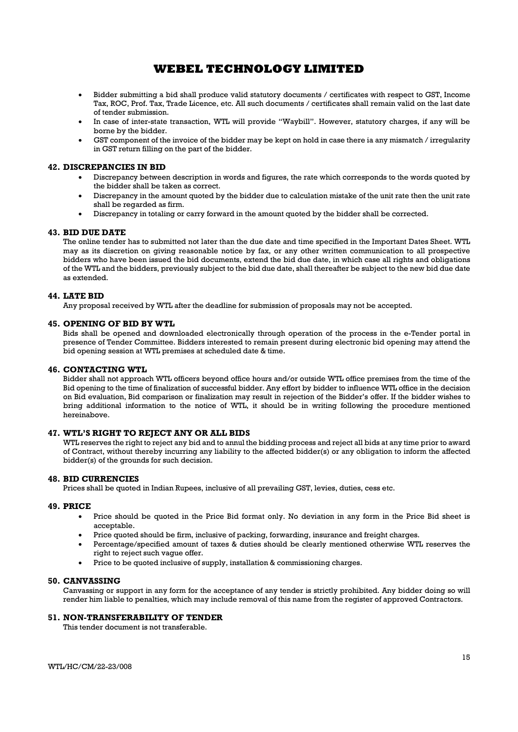- Bidder submitting a bid shall produce valid statutory documents / certificates with respect to GST, Income Tax, ROC, Prof. Tax, Trade Licence, etc. All such documents / certificates shall remain valid on the last date of tender submission.
- In case of inter-state transaction, WTL will provide "Waybill". However, statutory charges, if any will be borne by the bidder.
- GST component of the invoice of the bidder may be kept on hold in case there ia any mismatch / irregularity in GST return filling on the part of the bidder.

## 42. DISCREPANCIES IN BID

- Discrepancy between description in words and figures, the rate which corresponds to the words quoted by the bidder shall be taken as correct.
- Discrepancy in the amount quoted by the bidder due to calculation mistake of the unit rate then the unit rate shall be regarded as firm.
- Discrepancy in totaling or carry forward in the amount quoted by the bidder shall be corrected.

## 43. BID DUE DATE

The online tender has to submitted not later than the due date and time specified in the Important Dates Sheet. WTL may as its discretion on giving reasonable notice by fax, or any other written communication to all prospective bidders who have been issued the bid documents, extend the bid due date, in which case all rights and obligations of the WTL and the bidders, previously subject to the bid due date, shall thereafter be subject to the new bid due date as extended.

## 44. LATE BID

Any proposal received by WTL after the deadline for submission of proposals may not be accepted.

## 45. OPENING OF BID BY WTL

Bids shall be opened and downloaded electronically through operation of the process in the e-Tender portal in presence of Tender Committee. Bidders interested to remain present during electronic bid opening may attend the bid opening session at WTL premises at scheduled date & time.

## 46. CONTACTING WTL

Bidder shall not approach WTL officers beyond office hours and/or outside WTL office premises from the time of the Bid opening to the time of finalization of successful bidder. Any effort by bidder to influence WTL office in the decision on Bid evaluation, Bid comparison or finalization may result in rejection of the Bidder's offer. If the bidder wishes to bring additional information to the notice of WTL, it should be in writing following the procedure mentioned hereinabove.

## 47. WTL'S RIGHT TO REJECT ANY OR ALL BIDS

WTL reserves the right to reject any bid and to annul the bidding process and reject all bids at any time prior to award of Contract, without thereby incurring any liability to the affected bidder(s) or any obligation to inform the affected bidder(s) of the grounds for such decision.

## 48. BID CURRENCIES

Prices shall be quoted in Indian Rupees, inclusive of all prevailing GST, levies, duties, cess etc.

## 49. PRICE

- Price should be quoted in the Price Bid format only. No deviation in any form in the Price Bid sheet is acceptable.
- Price quoted should be firm, inclusive of packing, forwarding, insurance and freight charges.
- Percentage/specified amount of taxes & duties should be clearly mentioned otherwise WTL reserves the right to reject such vague offer.
- Price to be quoted inclusive of supply, installation & commissioning charges.

## 50. CANVASSING

Canvassing or support in any form for the acceptance of any tender is strictly prohibited. Any bidder doing so will render him liable to penalties, which may include removal of this name from the register of approved Contractors.

## 51. NON-TRANSFERABILITY OF TENDER

This tender document is not transferable.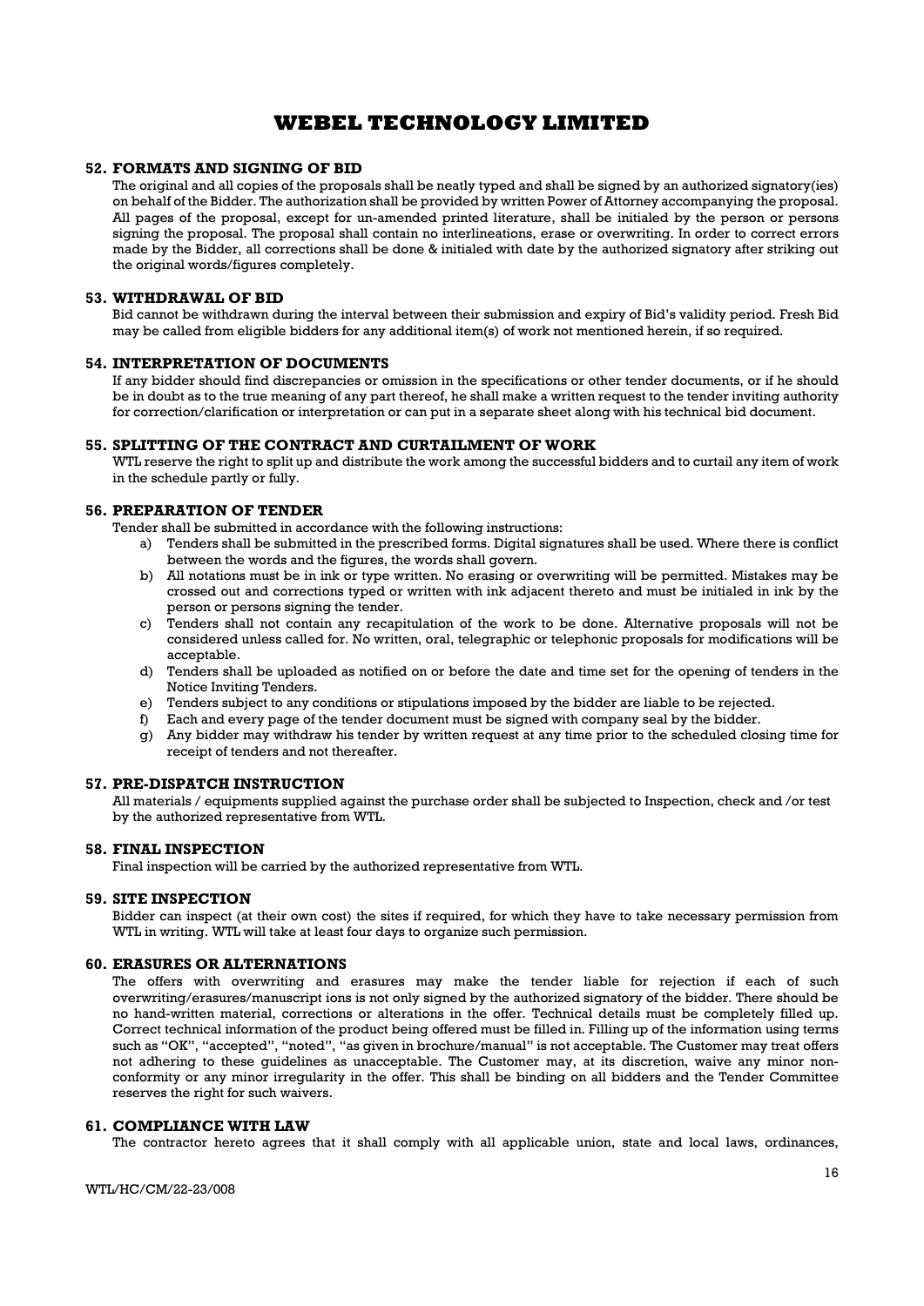## 52. FORMATS AND SIGNING OF BID

The original and all copies of the proposals shall be neatly typed and shall be signed by an authorized signatory(ies) on behalf of the Bidder. The authorization shall be provided by written Power of Attorney accompanying the proposal. All pages of the proposal, except for un-amended printed literature, shall be initialed by the person or persons signing the proposal. The proposal shall contain no interlineations, erase or overwriting. In order to correct errors made by the Bidder, all corrections shall be done & initialed with date by the authorized signatory after striking out the original words/figures completely.

## 53. WITHDRAWAL OF BID

Bid cannot be withdrawn during the interval between their submission and expiry of Bid's validity period. Fresh Bid may be called from eligible bidders for any additional item(s) of work not mentioned herein, if so required.

## 54. INTERPRETATION OF DOCUMENTS

If any bidder should find discrepancies or omission in the specifications or other tender documents, or if he should be in doubt as to the true meaning of any part thereof, he shall make a written request to the tender inviting authority for correction/clarification or interpretation or can put in a separate sheet along with his technical bid document.

## 55. SPLITTING OF THE CONTRACT AND CURTAILMENT OF WORK

WTL reserve the right to split up and distribute the work among the successful bidders and to curtail any item of work in the schedule partly or fully.

## 56. PREPARATION OF TENDER

Tender shall be submitted in accordance with the following instructions:

a) Tenders shall be submitted in the prescribed forms. Digital signatures shall be used. Where there is conflict between the words and the figures, the words shall govern.
b) All notations must be in ink or type written. No erasing or overwriting will be permitted. Mistakes may be crossed out and corrections typed or written with ink adjacent thereto and must be initialed in ink by the person or persons signing the tender.
c) Tenders shall not contain any recapitulation of the work to be done. Alternative proposals will not be considered unless called for. No written, oral, telegraphic or telephonic proposals for modifications will be acceptable.
d) Tenders shall be uploaded as notified on or before the date and time set for the opening of tenders in the Notice Inviting Tenders.
e) Tenders subject to any conditions or stipulations imposed by the bidder are liable to be rejected.
f) Each and every page of the tender document must be signed with company seal by the bidder.
g) Any bidder may withdraw his tender by written request at any time prior to the scheduled closing time for receipt of tenders and not thereafter.

## 57. PRE-DISPATCH INSTRUCTION

All materials / equipments supplied against the purchase order shall be subjected to Inspection, check and /or test by the authorized representative from WTL.

## 58. FINAL INSPECTION

Final inspection will be carried by the authorized representative from WTL.

## 59. SITE INSPECTION

Bidder can inspect (at their own cost) the sites if required, for which they have to take necessary permission from WTL in writing. WTL will take at least four days to organize such permission.

## 60. ERASURES OR ALTERNATIONS

The offers with overwriting and erasures may make the tender liable for rejection if each of such overwriting/erasures/manuscript ions is not only signed by the authorized signatory of the bidder. There should be no hand-written material, corrections or alterations in the offer. Technical details must be completely filled up. Correct technical information of the product being offered must be filled in. Filling up of the information using terms such as "OK", "accepted", "noted", "as given in brochure/manual" is not acceptable. The Customer may treat offers not adhering to these guidelines as unacceptable. The Customer may, at its discretion, waive any minor non-conformity or any minor irregularity in the offer. This shall be binding on all bidders and the Tender Committee reserves the right for such waivers.

## 61. COMPLIANCE WITH LAW

The contractor hereto agrees that it shall comply with all applicable union, state and local laws, ordinances,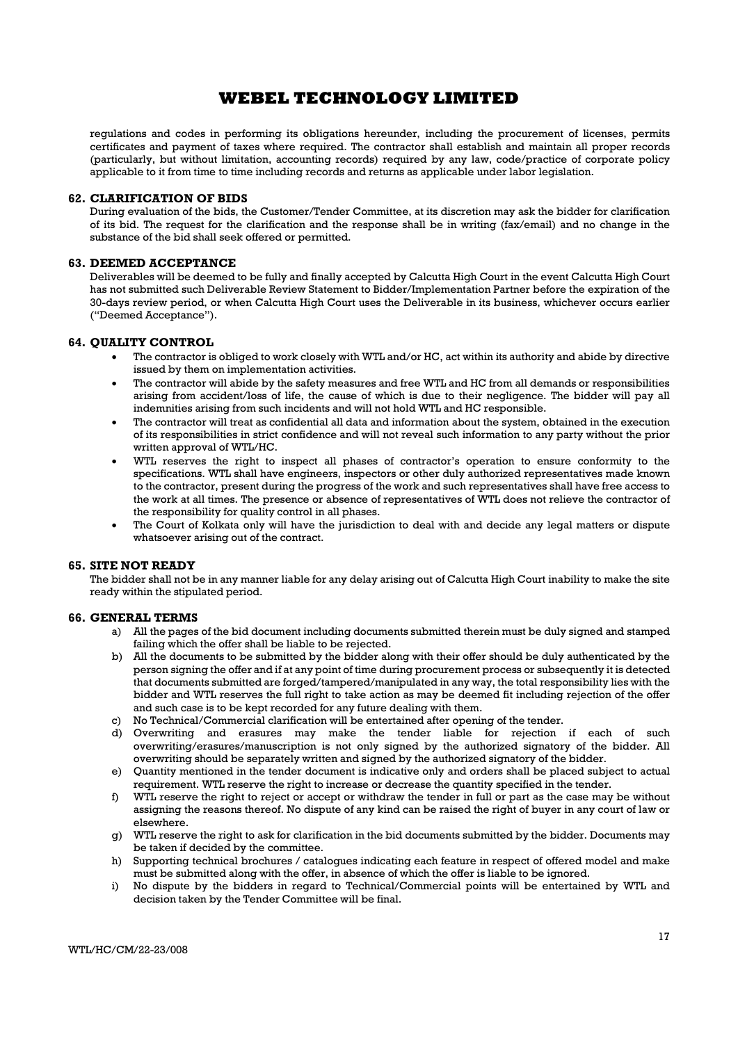regulations and codes in performing its obligations hereunder, including the procurement of licenses, permits certificates and payment of taxes where required. The contractor shall establish and maintain all proper records (particularly, but without limitation, accounting records) required by any law, code/practice of corporate policy applicable to it from time to time including records and returns as applicable under labor legislation.

## 62. CLARIFICATION OF BIDS

During evaluation of the bids, the Customer/Tender Committee, at its discretion may ask the bidder for clarification of its bid. The request for the clarification and the response shall be in writing (fax/email) and no change in the substance of the bid shall seek offered or permitted.

## 63. DEEMED ACCEPTANCE

Deliverables will be deemed to be fully and finally accepted by Calcutta High Court in the event Calcutta High Court has not submitted such Deliverable Review Statement to Bidder/Implementation Partner before the expiration of the 30-days review period, or when Calcutta High Court uses the Deliverable in its business, whichever occurs earlier ("Deemed Acceptance").

## 64. QUALITY CONTROL

- The contractor is obliged to work closely with WTL and/or HC, act within its authority and abide by directive issued by them on implementation activities.
- The contractor will abide by the safety measures and free WTL and HC from all demands or responsibilities arising from accident/loss of life, the cause of which is due to their negligence. The bidder will pay all indemnities arising from such incidents and will not hold WTL and HC responsible.
- The contractor will treat as confidential all data and information about the system, obtained in the execution of its responsibilities in strict confidence and will not reveal such information to any party without the prior written approval of WTL/HC.
- WTL reserves the right to inspect all phases of contractor's operation to ensure conformity to the specifications. WTL shall have engineers, inspectors or other duly authorized representatives made known to the contractor, present during the progress of the work and such representatives shall have free access to the work at all times. The presence or absence of representatives of WTL does not relieve the contractor of the responsibility for quality control in all phases.
- The Court of Kolkata only will have the jurisdiction to deal with and decide any legal matters or dispute whatsoever arising out of the contract.

## 65. SITE NOT READY

The bidder shall not be in any manner liable for any delay arising out of Calcutta High Court inability to make the site ready within the stipulated period.

## 66. GENERAL TERMS

a) All the pages of the bid document including documents submitted therein must be duly signed and stamped failing which the offer shall be liable to be rejected.

b) All the documents to be submitted by the bidder along with their offer should be duly authenticated by the person signing the offer and if at any point of time during procurement process or subsequently it is detected that documents submitted are forged/tampered/manipulated in any way, the total responsibility lies with the bidder and WTL reserves the full right to take action as may be deemed fit including rejection of the offer and such case is to be kept recorded for any future dealing with them.

c) No Technical/Commercial clarification will be entertained after opening of the tender.

d) Overwriting and erasures may make the tender liable for rejection if each of such overwriting/erasures/manuscription is not only signed by the authorized signatory of the bidder. All overwriting should be separately written and signed by the authorized signatory of the bidder.

e) Quantity mentioned in the tender document is indicative only and orders shall be placed subject to actual requirement. WTL reserve the right to increase or decrease the quantity specified in the tender.

f) WTL reserve the right to reject or accept or withdraw the tender in full or part as the case may be without assigning the reasons thereof. No dispute of any kind can be raised the right of buyer in any court of law or elsewhere.

g) WTL reserve the right to ask for clarification in the bid documents submitted by the bidder. Documents may be taken if decided by the committee.

h) Supporting technical brochures / catalogues indicating each feature in respect of offered model and make must be submitted along with the offer, in absence of which the offer is liable to be ignored.

i) No dispute by the bidders in regard to Technical/Commercial points will be entertained by WTL and decision taken by the Tender Committee will be final.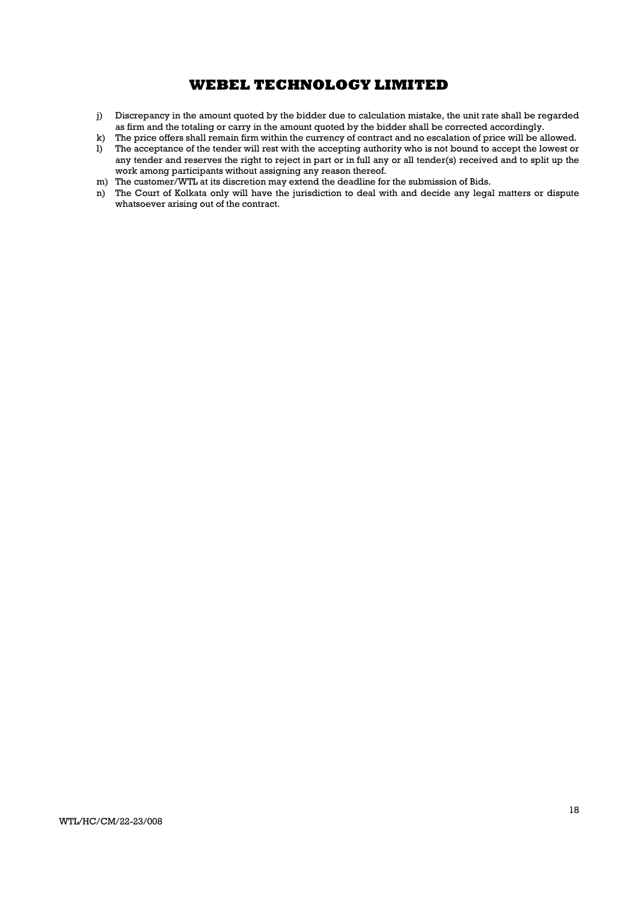j) Discrepancy in the amount quoted by the bidder due to calculation mistake, the unit rate shall be regarded as firm and the totaling or carry in the amount quoted by the bidder shall be corrected accordingly.
k) The price offers shall remain firm within the currency of contract and no escalation of price will be allowed.
l) The acceptance of the tender will rest with the accepting authority who is not bound to accept the lowest or any tender and reserves the right to reject in part or in full any or all tender(s) received and to split up the work among participants without assigning any reason thereof.
m) The customer/WTL at its discretion may extend the deadline for the submission of Bids.
n) The Court of Kolkata only will have the jurisdiction to deal with and decide any legal matters or dispute whatsoever arising out of the contract.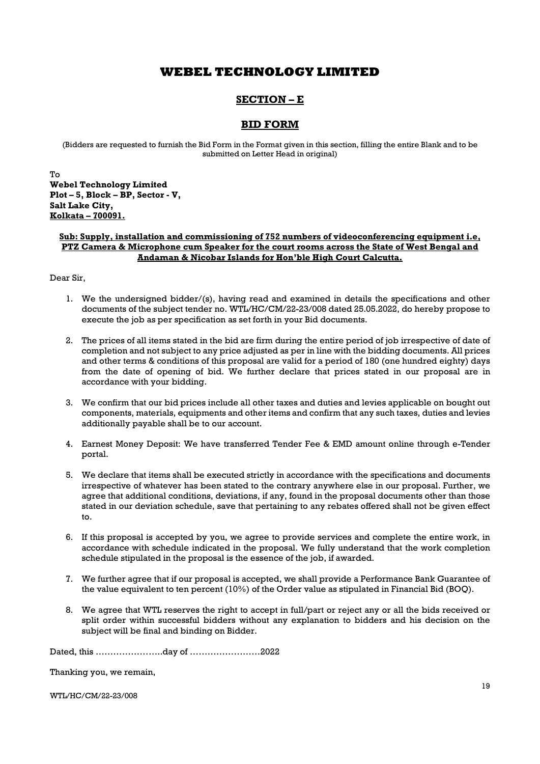# WEBEL TECHNOLOGY LIMITED

## SECTION – E

## BID FORM

(Bidders are requested to furnish the Bid Form in the Format given in this section, filling the entire Blank and to be submitted on Letter Head in original)

To
**Webel Technology Limited**
**Plot – 5, Block – BP, Sector - V,**
**Salt Lake City,**
**Kolkata – 700091.**

**Sub: Supply, installation and commissioning of 752 numbers of videoconferencing equipment i.e, PTZ Camera & Microphone cum Speaker for the court rooms across the State of West Bengal and Andaman & Nicobar Islands for Hon'ble High Court Calcutta.**

Dear Sir,

1. We the undersigned bidder/(s), having read and examined in details the specifications and other documents of the subject tender no. WTL/HC/CM/22-23/008 dated 25.05.2022, do hereby propose to execute the job as per specification as set forth in your Bid documents.

2. The prices of all items stated in the bid are firm during the entire period of job irrespective of date of completion and not subject to any price adjusted as per in line with the bidding documents. All prices and other terms & conditions of this proposal are valid for a period of 180 (one hundred eighty) days from the date of opening of bid. We further declare that prices stated in our proposal are in accordance with your bidding.

3. We confirm that our bid prices include all other taxes and duties and levies applicable on bought out components, materials, equipments and other items and confirm that any such taxes, duties and levies additionally payable shall be to our account.

4. Earnest Money Deposit: We have transferred Tender Fee & EMD amount online through e-Tender portal.

5. We declare that items shall be executed strictly in accordance with the specifications and documents irrespective of whatever has been stated to the contrary anywhere else in our proposal. Further, we agree that additional conditions, deviations, if any, found in the proposal documents other than those stated in our deviation schedule, save that pertaining to any rebates offered shall not be given effect to.

6. If this proposal is accepted by you, we agree to provide services and complete the entire work, in accordance with schedule indicated in the proposal. We fully understand that the work completion schedule stipulated in the proposal is the essence of the job, if awarded.

7. We further agree that if our proposal is accepted, we shall provide a Performance Bank Guarantee of the value equivalent to ten percent (10%) of the Order value as stipulated in Financial Bid (BOQ).

8. We agree that WTL reserves the right to accept in full/part or reject any or all the bids received or split order within successful bidders without any explanation to bidders and his decision on the subject will be final and binding on Bidder.

Dated, this …………………..day of ……………………2022

Thanking you, we remain,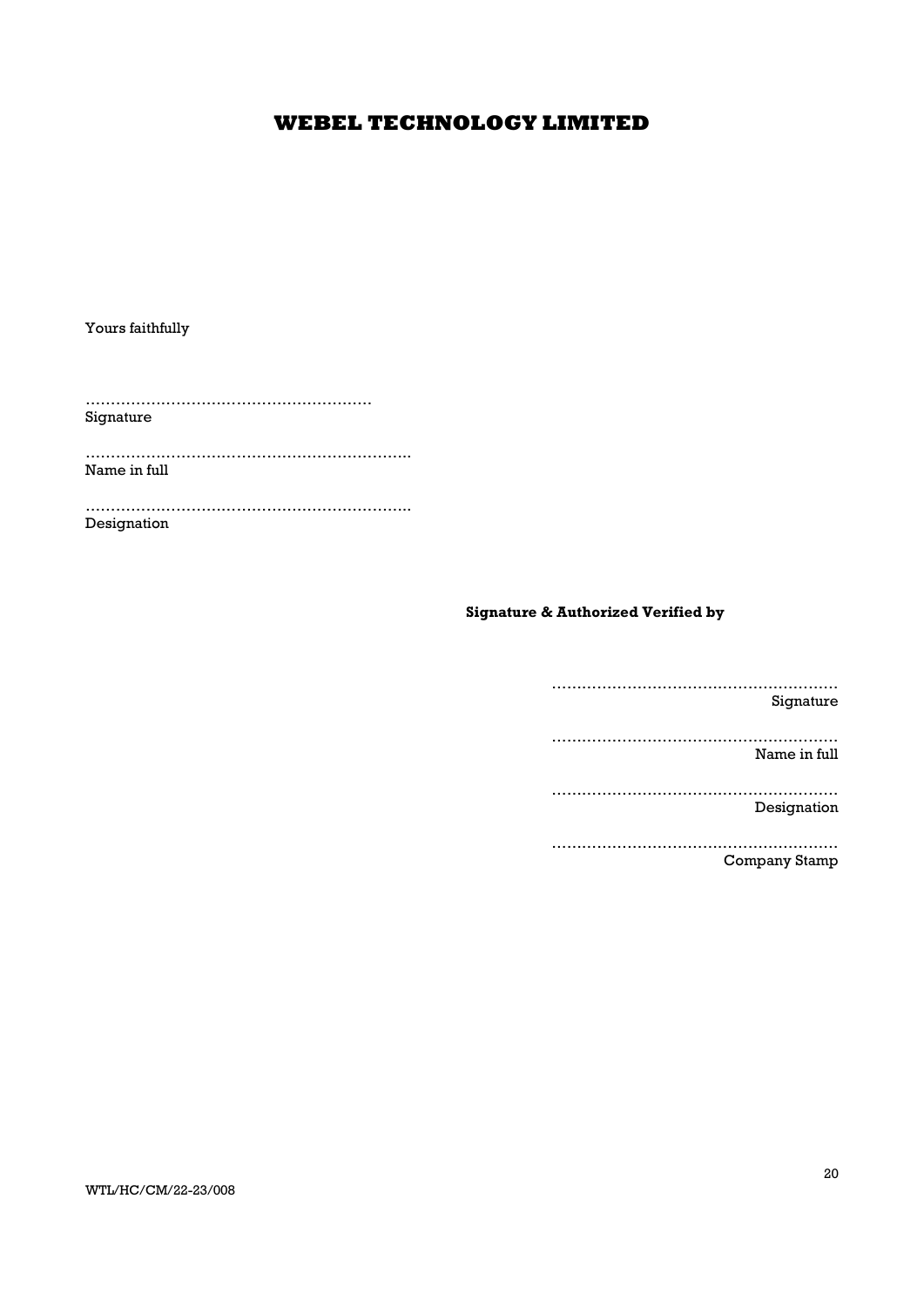Yours faithfully

…………………………………………………
Signature

………………………………………………………..
Name in full

………………………………………………………..
Designation

**Signature & Authorized Verified by**

…………………………………………………
Signature

…………………………………………………
Name in full

…………………………………………………
Designation

…………………………………………………
Company Stamp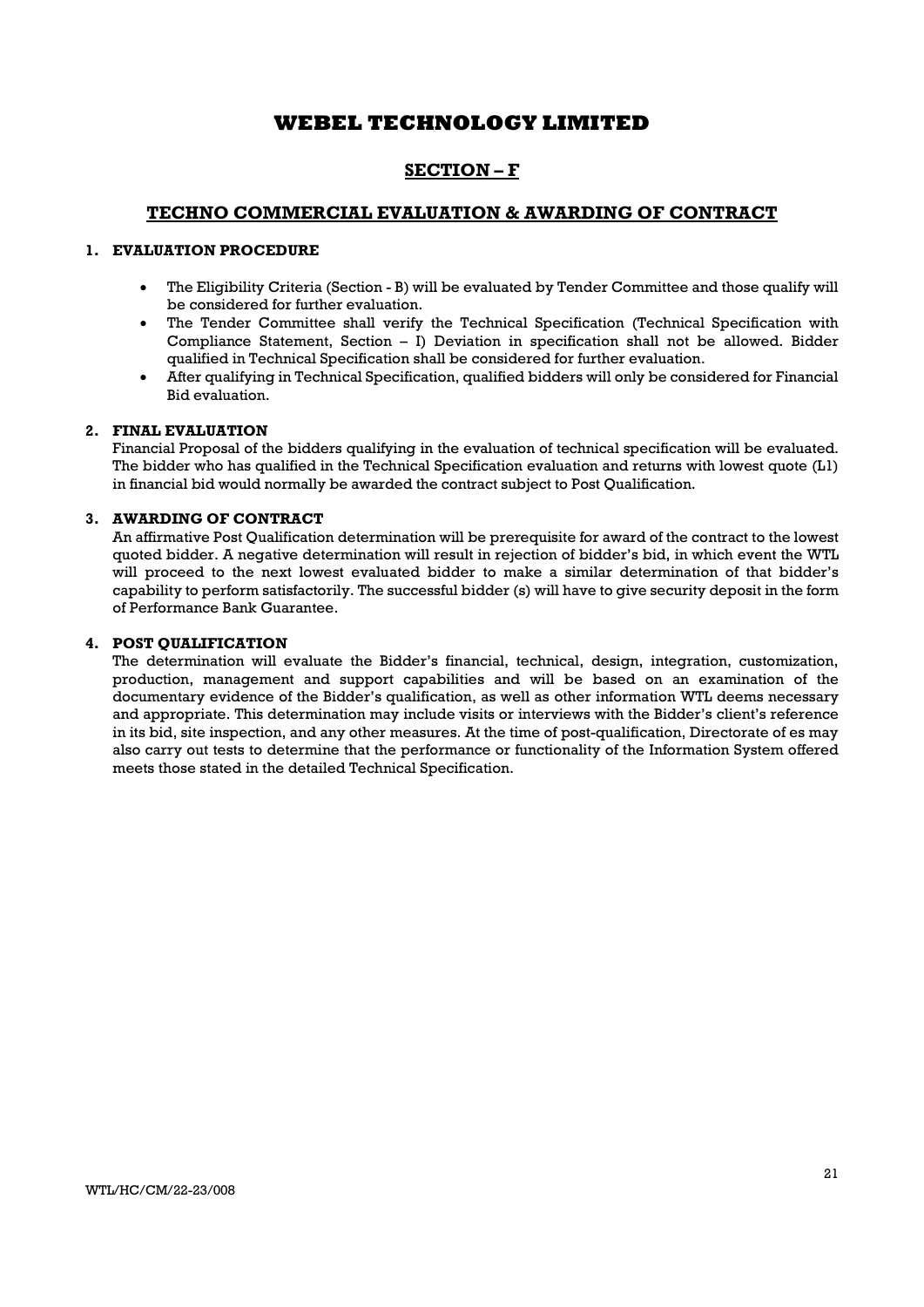# WEBEL TECHNOLOGY LIMITED

## SECTION – F

## TECHNO COMMERCIAL EVALUATION & AWARDING OF CONTRACT

### 1. EVALUATION PROCEDURE

- The Eligibility Criteria (Section - B) will be evaluated by Tender Committee and those qualify will be considered for further evaluation.
- The Tender Committee shall verify the Technical Specification (Technical Specification with Compliance Statement, Section – I) Deviation in specification shall not be allowed. Bidder qualified in Technical Specification shall be considered for further evaluation.
- After qualifying in Technical Specification, qualified bidders will only be considered for Financial Bid evaluation.

### 2. FINAL EVALUATION

Financial Proposal of the bidders qualifying in the evaluation of technical specification will be evaluated. The bidder who has qualified in the Technical Specification evaluation and returns with lowest quote (L1) in financial bid would normally be awarded the contract subject to Post Qualification.

### 3. AWARDING OF CONTRACT

An affirmative Post Qualification determination will be prerequisite for award of the contract to the lowest quoted bidder. A negative determination will result in rejection of bidder's bid, in which event the WTL will proceed to the next lowest evaluated bidder to make a similar determination of that bidder's capability to perform satisfactorily. The successful bidder (s) will have to give security deposit in the form of Performance Bank Guarantee.

### 4. POST QUALIFICATION

The determination will evaluate the Bidder's financial, technical, design, integration, customization, production, management and support capabilities and will be based on an examination of the documentary evidence of the Bidder's qualification, as well as other information WTL deems necessary and appropriate. This determination may include visits or interviews with the Bidder's client's reference in its bid, site inspection, and any other measures. At the time of post-qualification, Directorate of es may also carry out tests to determine that the performance or functionality of the Information System offered meets those stated in the detailed Technical Specification.

WTL/HC/CM/22-23/008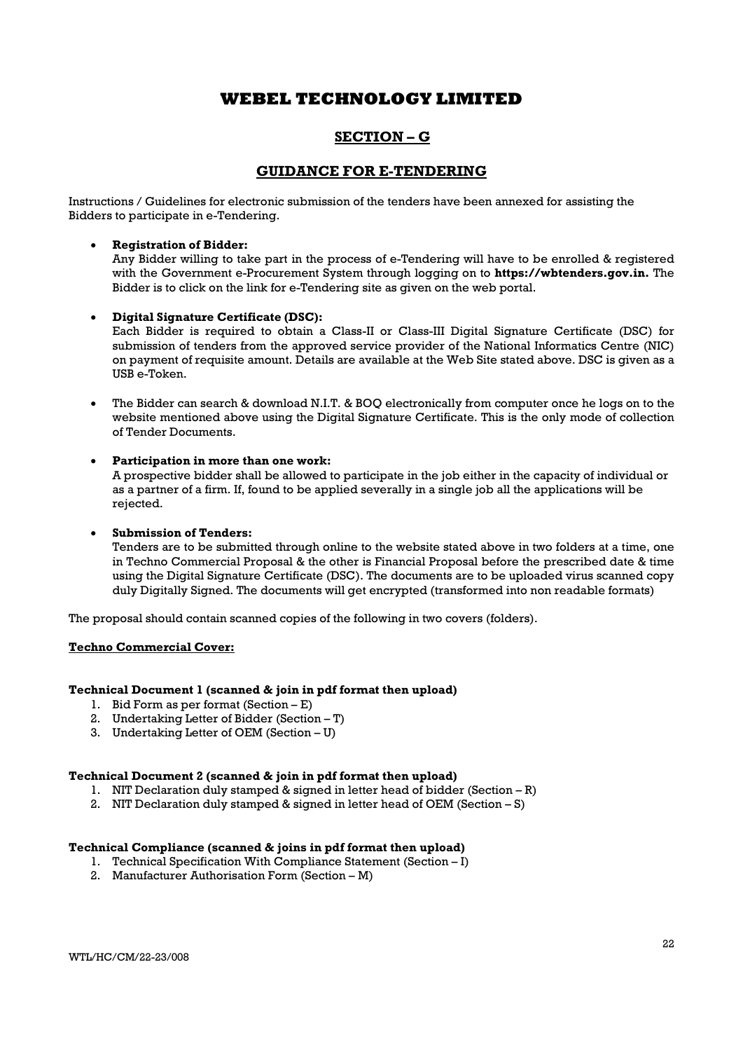# WEBEL TECHNOLOGY LIMITED

## SECTION – G

## GUIDANCE FOR E-TENDERING

Instructions / Guidelines for electronic submission of the tenders have been annexed for assisting the Bidders to participate in e-Tendering.

- **Registration of Bidder:**
  Any Bidder willing to take part in the process of e-Tendering will have to be enrolled & registered with the Government e-Procurement System through logging on to **https://wbtenders.gov.in.** The Bidder is to click on the link for e-Tendering site as given on the web portal.

- **Digital Signature Certificate (DSC):**
  Each Bidder is required to obtain a Class-II or Class-III Digital Signature Certificate (DSC) for submission of tenders from the approved service provider of the National Informatics Centre (NIC) on payment of requisite amount. Details are available at the Web Site stated above. DSC is given as a USB e-Token.

- The Bidder can search & download N.I.T. & BOQ electronically from computer once he logs on to the website mentioned above using the Digital Signature Certificate. This is the only mode of collection of Tender Documents.

- **Participation in more than one work:**
  A prospective bidder shall be allowed to participate in the job either in the capacity of individual or as a partner of a firm. If, found to be applied severally in a single job all the applications will be rejected.

- **Submission of Tenders:**
  Tenders are to be submitted through online to the website stated above in two folders at a time, one in Techno Commercial Proposal & the other is Financial Proposal before the prescribed date & time using the Digital Signature Certificate (DSC). The documents are to be uploaded virus scanned copy duly Digitally Signed. The documents will get encrypted (transformed into non readable formats)

The proposal should contain scanned copies of the following in two covers (folders).

**Techno Commercial Cover:**

**Technical Document 1 (scanned & join in pdf format then upload)**

1. Bid Form as per format (Section – E)
2. Undertaking Letter of Bidder (Section – T)
3. Undertaking Letter of OEM (Section – U)

**Technical Document 2 (scanned & join in pdf format then upload)**

1. NIT Declaration duly stamped & signed in letter head of bidder (Section – R)
2. NIT Declaration duly stamped & signed in letter head of OEM (Section – S)

**Technical Compliance (scanned & joins in pdf format then upload)**

1. Technical Specification With Compliance Statement (Section – I)
2. Manufacturer Authorisation Form (Section – M)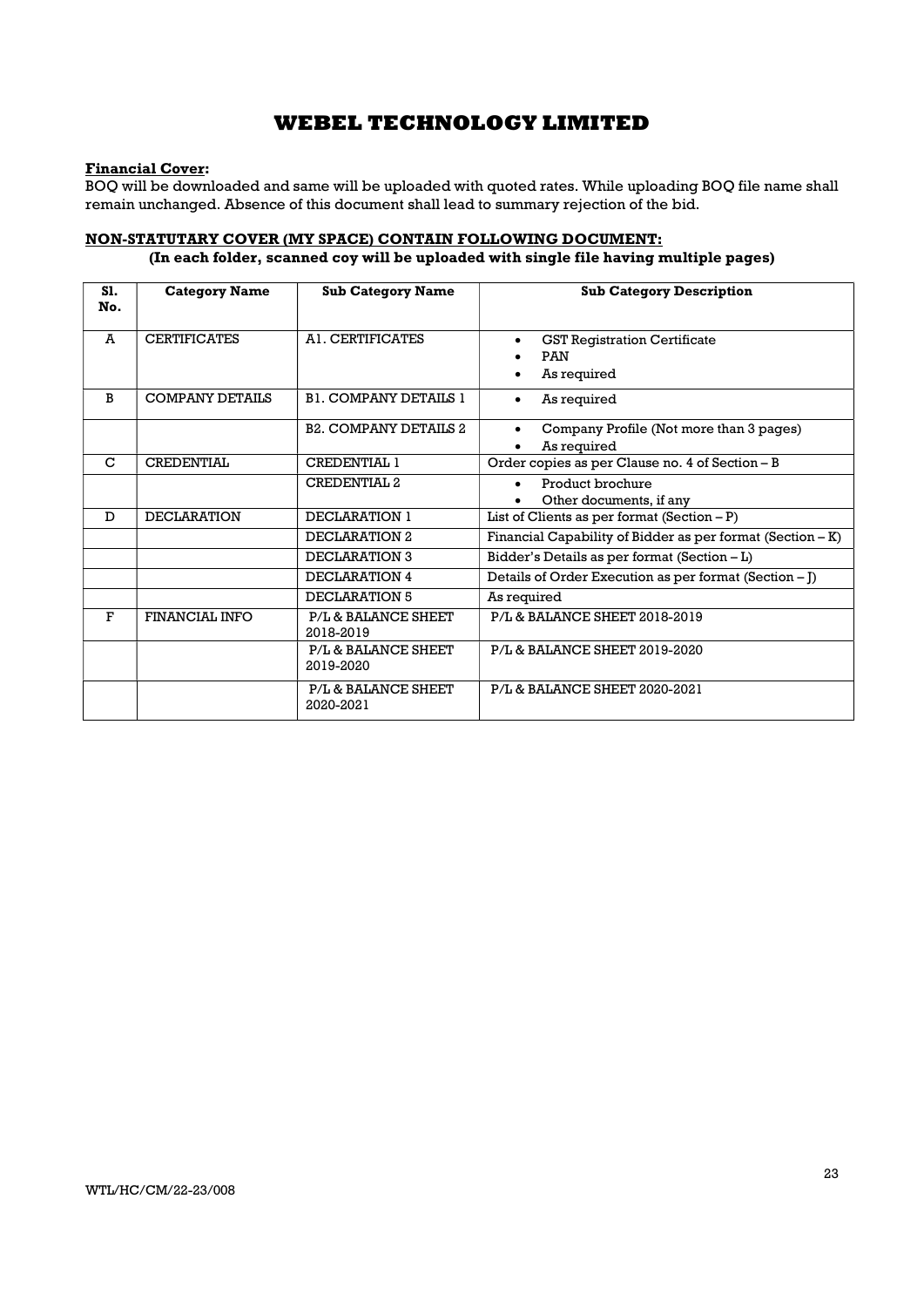# WEBEL TECHNOLOGY LIMITED

**Financial Cover:**

BOQ will be downloaded and same will be uploaded with quoted rates. While uploading BOQ file name shall remain unchanged. Absence of this document shall lead to summary rejection of the bid.

**NON-STATUTARY COVER (MY SPACE) CONTAIN FOLLOWING DOCUMENT:**

**(In each folder, scanned coy will be uploaded with single file having multiple pages)**

| Sl. No. | Category Name | Sub Category Name | Sub Category Description |
|---|---|---|---|
| A | CERTIFICATES | A1. CERTIFICATES | • GST Registration Certificate<br>• PAN<br>• As required |
| B | COMPANY DETAILS | B1. COMPANY DETAILS 1 | • As required |
| | | B2. COMPANY DETAILS 2 | • Company Profile (Not more than 3 pages)<br>• As required |
| C | CREDENTIAL | CREDENTIAL 1 | Order copies as per Clause no. 4 of Section – B |
| | | CREDENTIAL 2 | • Product brochure<br>• Other documents, if any |
| D | DECLARATION | DECLARATION 1 | List of Clients as per format (Section – P) |
| | | DECLARATION 2 | Financial Capability of Bidder as per format (Section – K) |
| | | DECLARATION 3 | Bidder's Details as per format (Section – L) |
| | | DECLARATION 4 | Details of Order Execution as per format (Section – J) |
| | | DECLARATION 5 | As required |
| F | FINANCIAL INFO | P/L & BALANCE SHEET 2018-2019 | P/L & BALANCE SHEET 2018-2019 |
| | | P/L & BALANCE SHEET 2019-2020 | P/L & BALANCE SHEET 2019-2020 |
| | | P/L & BALANCE SHEET 2020-2021 | P/L & BALANCE SHEET 2020-2021 |

WTL/HC/CM/22-23/008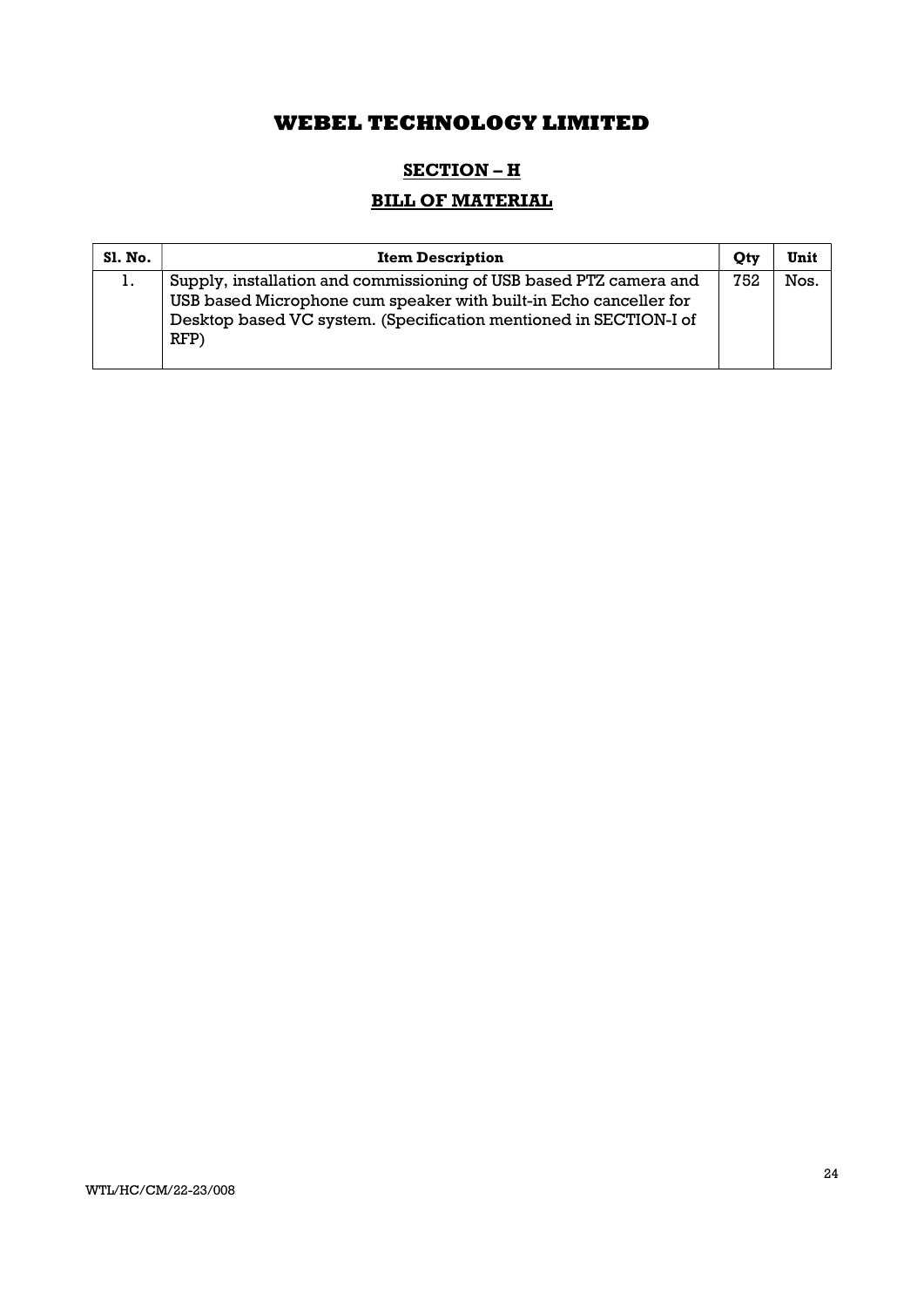# WEBEL TECHNOLOGY LIMITED

## SECTION – H

## BILL OF MATERIAL

| Sl. No. | Item Description | Qty | Unit |
|---|---|---|---|
| 1. | Supply, installation and commissioning of USB based PTZ camera and USB based Microphone cum speaker with built-in Echo canceller for Desktop based VC system. (Specification mentioned in SECTION-I of RFP) | 752 | Nos. |

WTL/HC/CM/22-23/008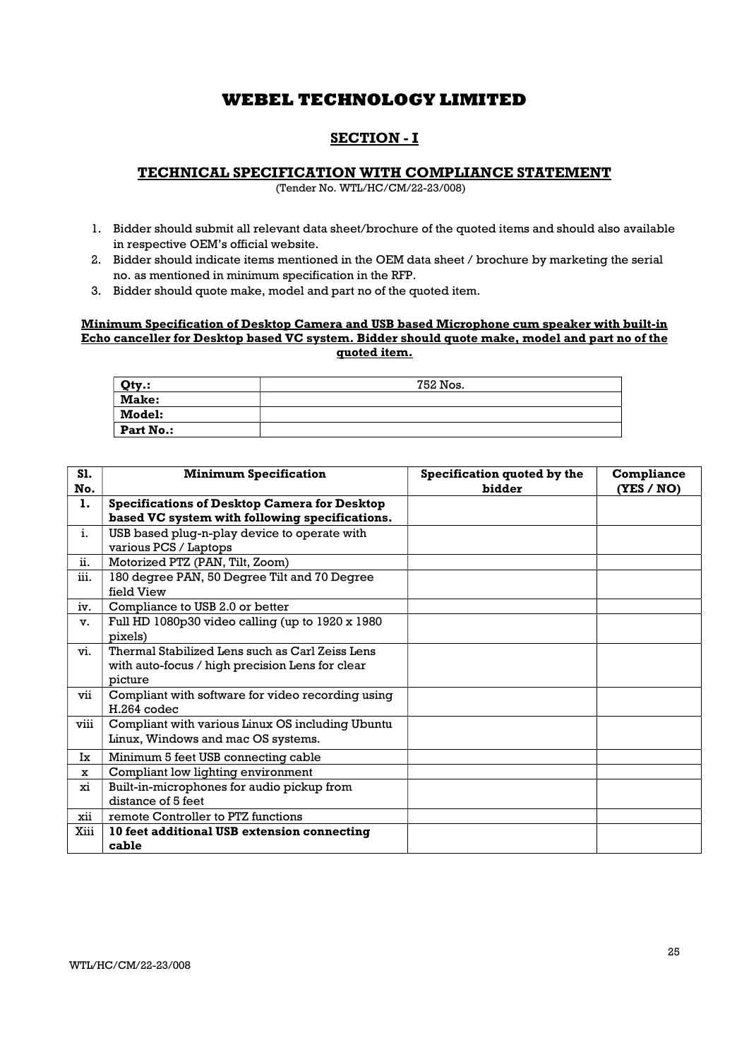# WEBEL TECHNOLOGY LIMITED

## SECTION - I

### TECHNICAL SPECIFICATION WITH COMPLIANCE STATEMENT

(Tender No. WTL/HC/CM/22-23/008)

1. Bidder should submit all relevant data sheet/brochure of the quoted items and should also available in respective OEM's official website.
2. Bidder should indicate items mentioned in the OEM data sheet / brochure by marketing the serial no. as mentioned in minimum specification in the RFP.
3. Bidder should quote make, model and part no of the quoted item.

**Minimum Specification of Desktop Camera and USB based Microphone cum speaker with built-in Echo canceller for Desktop based VC system. Bidder should quote make, model and part no of the quoted item.**

| **Qty.:** | 752 Nos. |
|---|---|
| **Make:** | |
| **Model:** | |
| **Part No.:** | |

| Sl. No. | Minimum Specification | Specification quoted by the bidder | Compliance (YES / NO) |
|---|---|---|---|
| **1.** | **Specifications of Desktop Camera for Desktop based VC system with following specifications.** | | |
| i. | USB based plug-n-play device to operate with various PCS / Laptops | | |
| ii. | Motorized PTZ (PAN, Tilt, Zoom) | | |
| iii. | 180 degree PAN, 50 Degree Tilt and 70 Degree field View | | |
| iv. | Compliance to USB 2.0 or better | | |
| v. | Full HD 1080p30 video calling (up to 1920 x 1980 pixels) | | |
| vi. | Thermal Stabilized Lens such as Carl Zeiss Lens with auto-focus / high precision Lens for clear picture | | |
| vii | Compliant with software for video recording using H.264 codec | | |
| viii | Compliant with various Linux OS including Ubuntu Linux, Windows and mac OS systems. | | |
| Ix | Minimum 5 feet USB connecting cable | | |
| x | Compliant low lighting environment | | |
| xi | Built-in-microphones for audio pickup from distance of 5 feet | | |
| xii | remote Controller to PTZ functions | | |
| Xiii | **10 feet additional USB extension connecting cable** | | |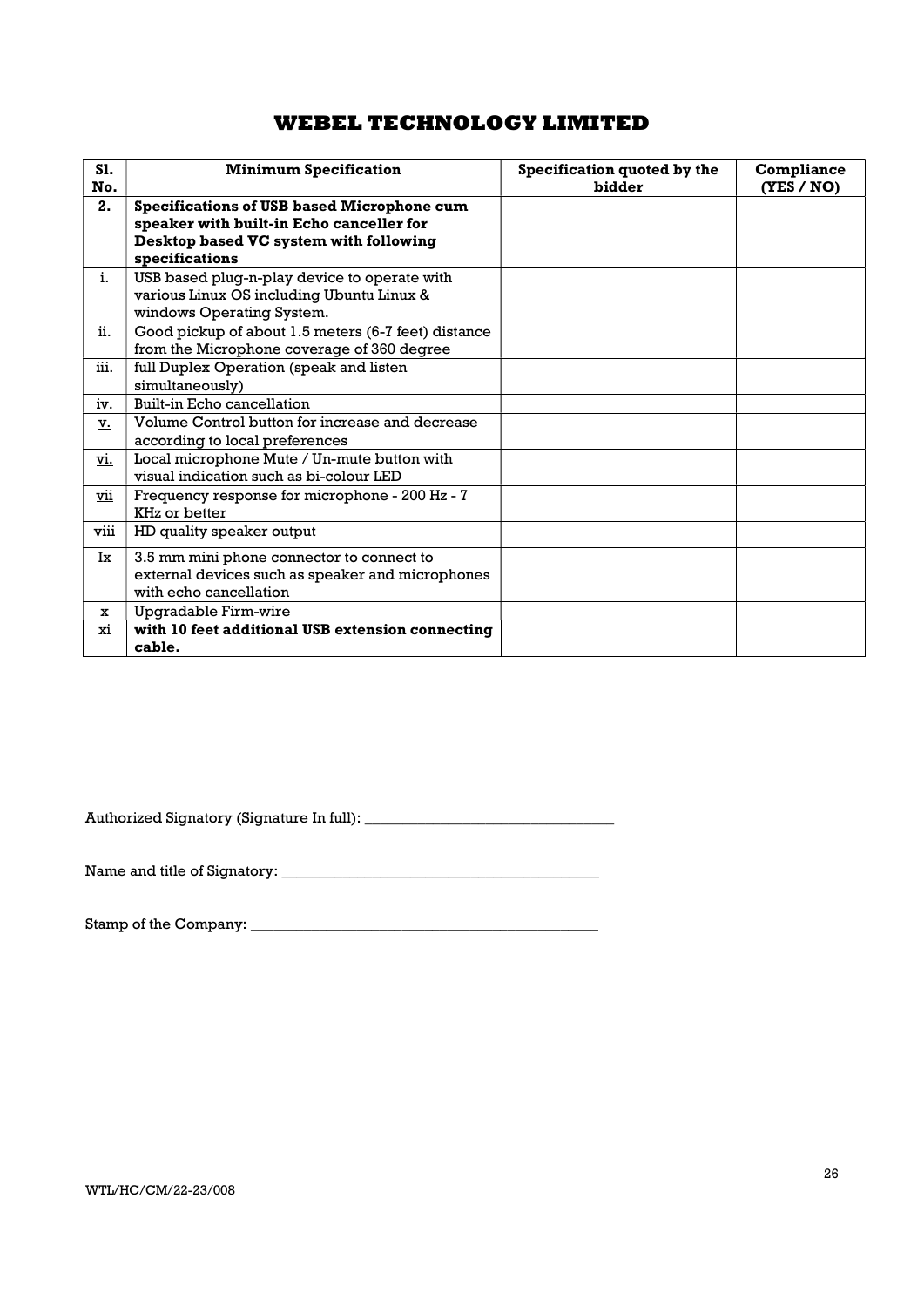# WEBEL TECHNOLOGY LIMITED

| Sl. No. | Minimum Specification | Specification quoted by the bidder | Compliance (YES / NO) |
|---|---|---|---|
| **2.** | **Specifications of USB based Microphone cum speaker with built-in Echo canceller for Desktop based VC system with following specifications** | | |
| i. | USB based plug-n-play device to operate with various Linux OS including Ubuntu Linux & windows Operating System. | | |
| ii. | Good pickup of about 1.5 meters (6-7 feet) distance from the Microphone coverage of 360 degree | | |
| iii. | full Duplex Operation (speak and listen simultaneously) | | |
| iv. | Built-in Echo cancellation | | |
| v. | Volume Control button for increase and decrease according to local preferences | | |
| vi. | Local microphone Mute / Un-mute button with visual indication such as bi-colour LED | | |
| vii | Frequency response for microphone - 200 Hz - 7 KHz or better | | |
| viii | HD quality speaker output | | |
| Ix | 3.5 mm mini phone connector to connect to external devices such as speaker and microphones with echo cancellation | | |
| x | Upgradable Firm-wire | | |
| xi | **with 10 feet additional USB extension connecting cable.** | | |

Authorized Signatory (Signature In full): _________________________________

Name and title of Signatory: __________________________________________

Stamp of the Company: ______________________________________________

WTL/HC/CM/22-23/008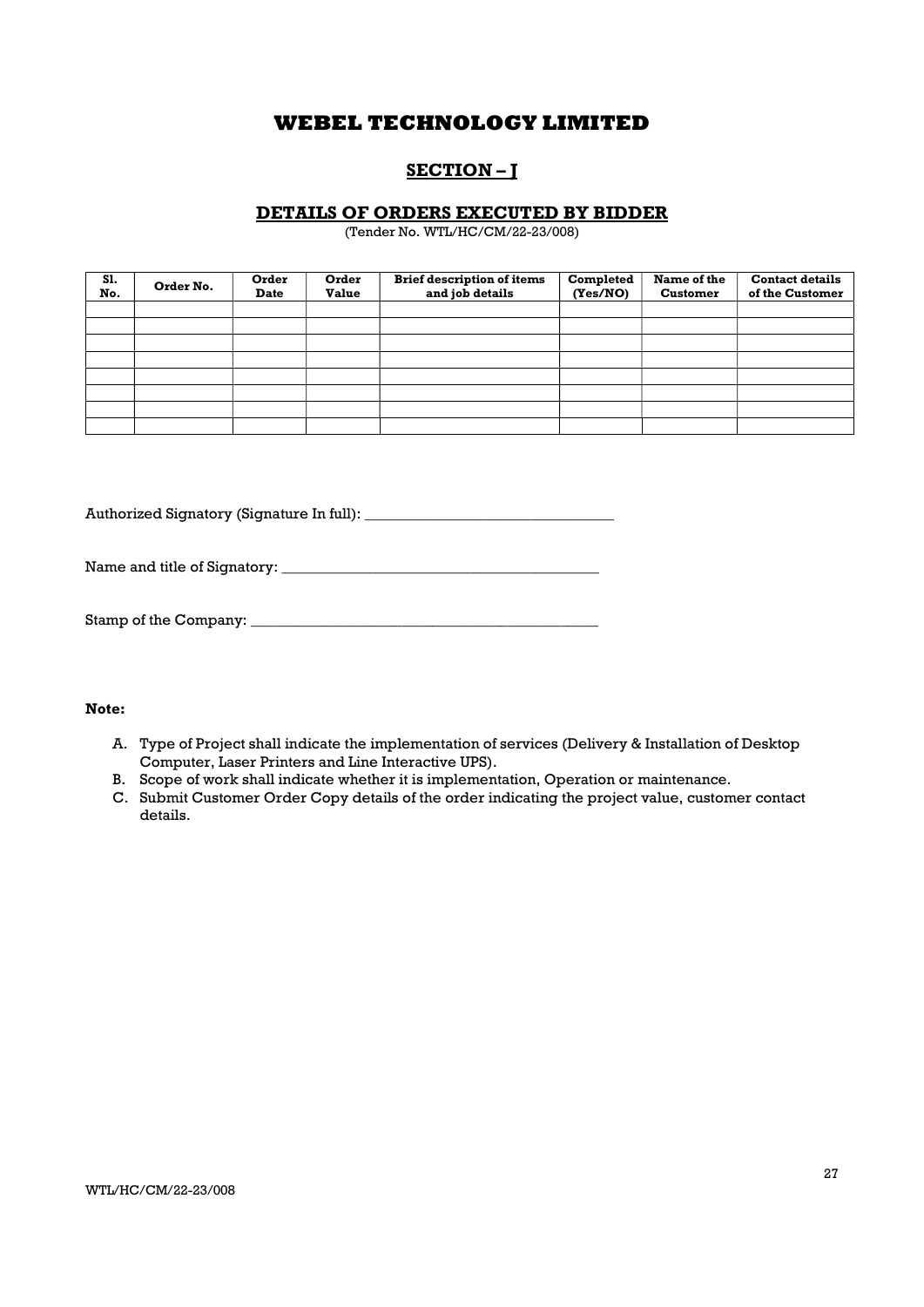# WEBEL TECHNOLOGY LIMITED

## SECTION – J

### DETAILS OF ORDERS EXECUTED BY BIDDER

(Tender No. WTL/HC/CM/22-23/008)

| Sl. No. | Order No. | Order Date | Order Value | Brief description of items and job details | Completed (Yes/NO) | Name of the Customer | Contact details of the Customer |
|---|---|---|---|---|---|---|---|
| | | | | | | | |
| | | | | | | | |
| | | | | | | | |
| | | | | | | | |
| | | | | | | | |
| | | | | | | | |
| | | | | | | | |
| | | | | | | | |

Authorized Signatory (Signature In full): _________________________________

Name and title of Signatory: __________________________________________

Stamp of the Company: _______________________________________________

**Note:**

A. Type of Project shall indicate the implementation of services (Delivery & Installation of Desktop Computer, Laser Printers and Line Interactive UPS).
B. Scope of work shall indicate whether it is implementation, Operation or maintenance.
C. Submit Customer Order Copy details of the order indicating the project value, customer contact details.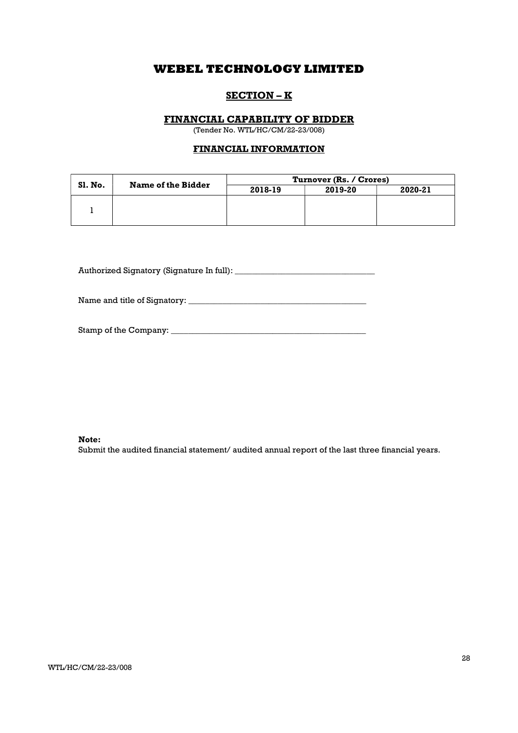# WEBEL TECHNOLOGY LIMITED

## SECTION – K

### FINANCIAL CAPABILITY OF BIDDER

(Tender No. WTL/HC/CM/22-23/008)

### FINANCIAL INFORMATION

| Sl. No. | Name of the Bidder | Turnover (Rs. / Crores) | | |
|---|---|---|---|---|
| | | 2018-19 | 2019-20 | 2020-21 |
| 1 | | | | |

Authorized Signatory (Signature In full): _________________________________

Name and title of Signatory: __________________________________________

Stamp of the Company: ______________________________________________

**Note:**
Submit the audited financial statement/ audited annual report of the last three financial years.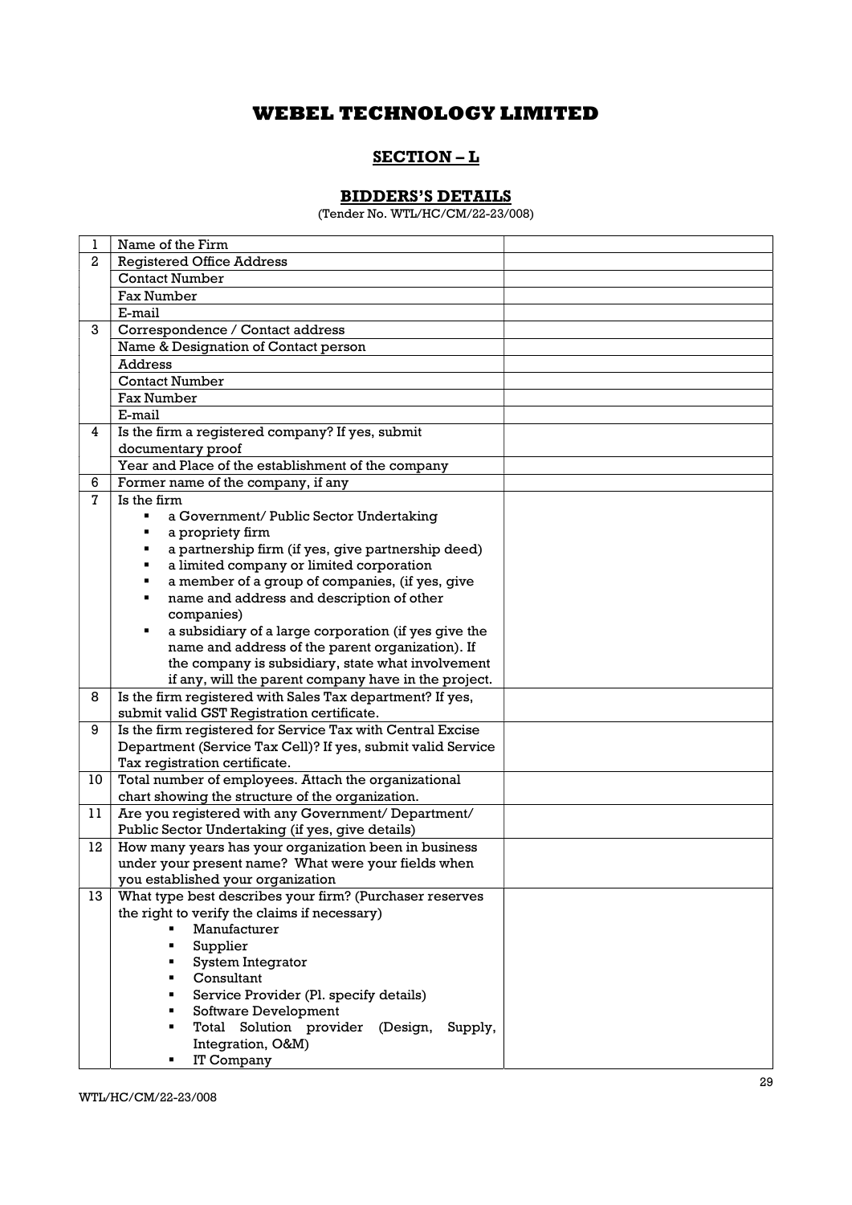# WEBEL TECHNOLOGY LIMITED

## SECTION – L

### BIDDERS'S DETAILS

(Tender No. WTL/HC/CM/22-23/008)

| | | |
|---|---|---|
| 1 | Name of the Firm | |
| 2 | Registered Office Address | |
| | Contact Number | |
| | Fax Number | |
| | E-mail | |
| 3 | Correspondence / Contact address | |
| | Name & Designation of Contact person | |
| | Address | |
| | Contact Number | |
| | Fax Number | |
| | E-mail | |
| 4 | Is the firm a registered company? If yes, submit documentary proof | |
| | Year and Place of the establishment of the company | |
| 6 | Former name of the company, if any | |
| 7 | Is the firm<br>▪ a Government/ Public Sector Undertaking<br>▪ a propriety firm<br>▪ a partnership firm (if yes, give partnership deed)<br>▪ a limited company or limited corporation<br>▪ a member of a group of companies, (if yes, give<br>▪ name and address and description of other companies)<br>▪ a subsidiary of a large corporation (if yes give the name and address of the parent organization). If the company is subsidiary, state what involvement if any, will the parent company have in the project. | |
| 8 | Is the firm registered with Sales Tax department? If yes, submit valid GST Registration certificate. | |
| 9 | Is the firm registered for Service Tax with Central Excise Department (Service Tax Cell)? If yes, submit valid Service Tax registration certificate. | |
| 10 | Total number of employees. Attach the organizational chart showing the structure of the organization. | |
| 11 | Are you registered with any Government/ Department/ Public Sector Undertaking (if yes, give details) | |
| 12 | How many years has your organization been in business under your present name? What were your fields when you established your organization | |
| 13 | What type best describes your firm? (Purchaser reserves the right to verify the claims if necessary)<br>▪ Manufacturer<br>▪ Supplier<br>▪ System Integrator<br>▪ Consultant<br>▪ Service Provider (Pl. specify details)<br>▪ Software Development<br>▪ Total Solution provider (Design, Supply, Integration, O&M)<br>▪ IT Company | |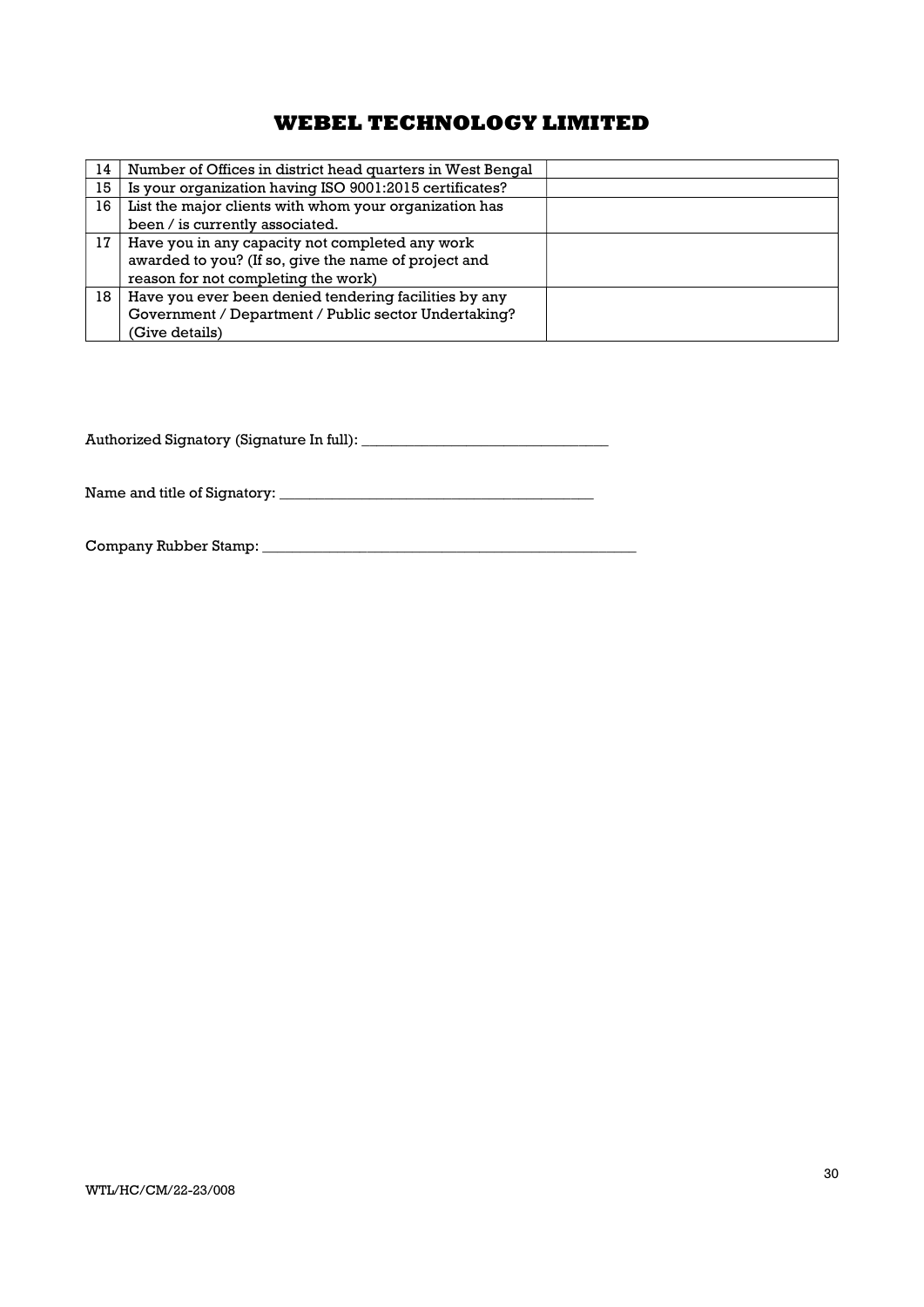# WEBEL TECHNOLOGY LIMITED

| | | |
|---|---|---|
| 14 | Number of Offices in district head quarters in West Bengal | |
| 15 | Is your organization having ISO 9001:2015 certificates? | |
| 16 | List the major clients with whom your organization has been / is currently associated. | |
| 17 | Have you in any capacity not completed any work awarded to you? (If so, give the name of project and reason for not completing the work) | |
| 18 | Have you ever been denied tendering facilities by any Government / Department / Public sector Undertaking? (Give details) | |

Authorized Signatory (Signature In full): _________________________________

Name and title of Signatory: __________________________________________

Company Rubber Stamp: ____________________________________________________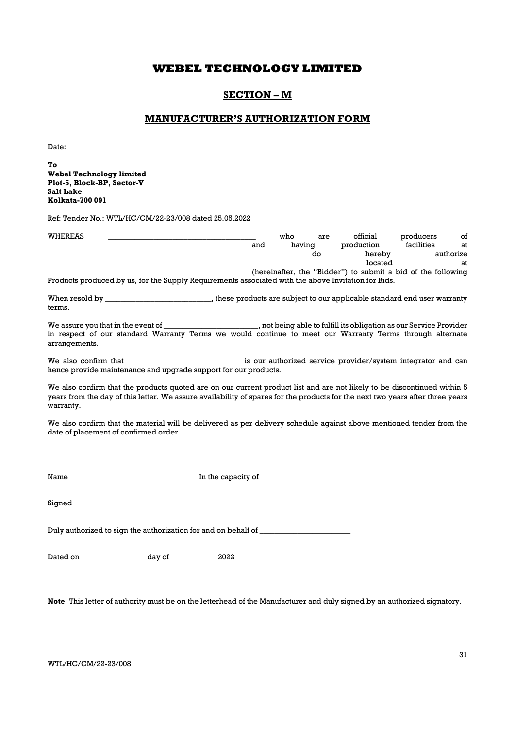# WEBEL TECHNOLOGY LIMITED

## SECTION – M

## MANUFACTURER'S AUTHORIZATION FORM

Date:

**To**
**Webel Technology limited**
**Plot-5, Block-BP, Sector-V**
**Salt Lake**
**Kolkata-700 091**

Ref: Tender No.: WTL/HC/CM/22-23/008 dated 25.05.2022

WHEREAS ______________________________________ who are official producers of ______________________________________________ and having production facilities at ________________________________________________________ do hereby authorize ______________________________________________________________ located at ________________________________________________________ (hereinafter, the "Bidder") to submit a bid of the following Products produced by us, for the Supply Requirements associated with the above Invitation for Bids.

When resold by ____________________________, these products are subject to our applicable standard end user warranty terms.

We assure you that in the event of _________________________, not being able to fulfill its obligation as our Service Provider in respect of our standard Warranty Terms we would continue to meet our Warranty Terms through alternate arrangements.

We also confirm that _______________________________is our authorized service provider/system integrator and can hence provide maintenance and upgrade support for our products.

We also confirm that the products quoted are on our current product list and are not likely to be discontinued within 5 years from the day of this letter. We assure availability of spares for the products for the next two years after three years warranty.

We also confirm that the material will be delivered as per delivery schedule against above mentioned tender from the date of placement of confirmed order.

Name In the capacity of

Signed

Duly authorized to sign the authorization for and on behalf of ________________________

Dated on _________________ day of_____________2022

**Note**: This letter of authority must be on the letterhead of the Manufacturer and duly signed by an authorized signatory.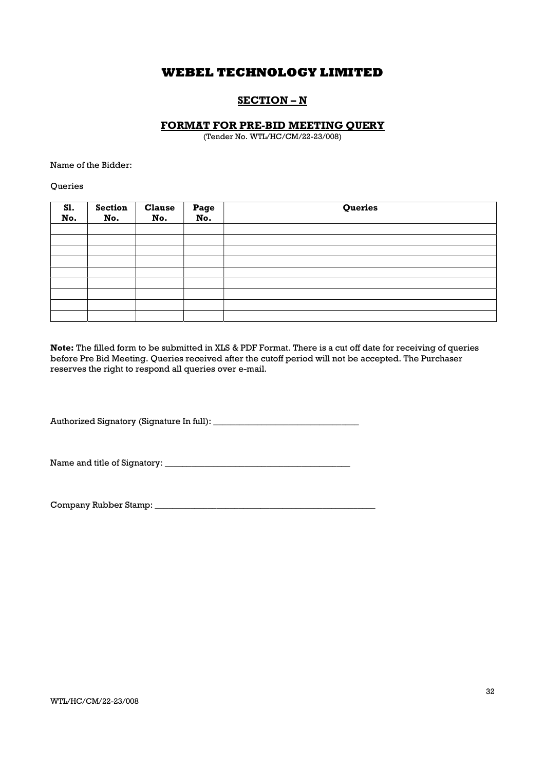# WEBEL TECHNOLOGY LIMITED

## SECTION – N

### FORMAT FOR PRE-BID MEETING QUERY

(Tender No. WTL/HC/CM/22-23/008)

Name of the Bidder:

Queries

| Sl. No. | Section No. | Clause No. | Page No. | Queries |
|---|---|---|---|---|
| | | | | |
| | | | | |
| | | | | |
| | | | | |
| | | | | |
| | | | | |
| | | | | |
| | | | | |
| | | | | |

**Note:** The filled form to be submitted in XLS & PDF Format. There is a cut off date for receiving of queries before Pre Bid Meeting. Queries received after the cutoff period will not be accepted. The Purchaser reserves the right to respond all queries over e-mail.

Authorized Signatory (Signature In full): _________________________________

Name and title of Signatory: __________________________________________

Company Rubber Stamp: ____________________________________________________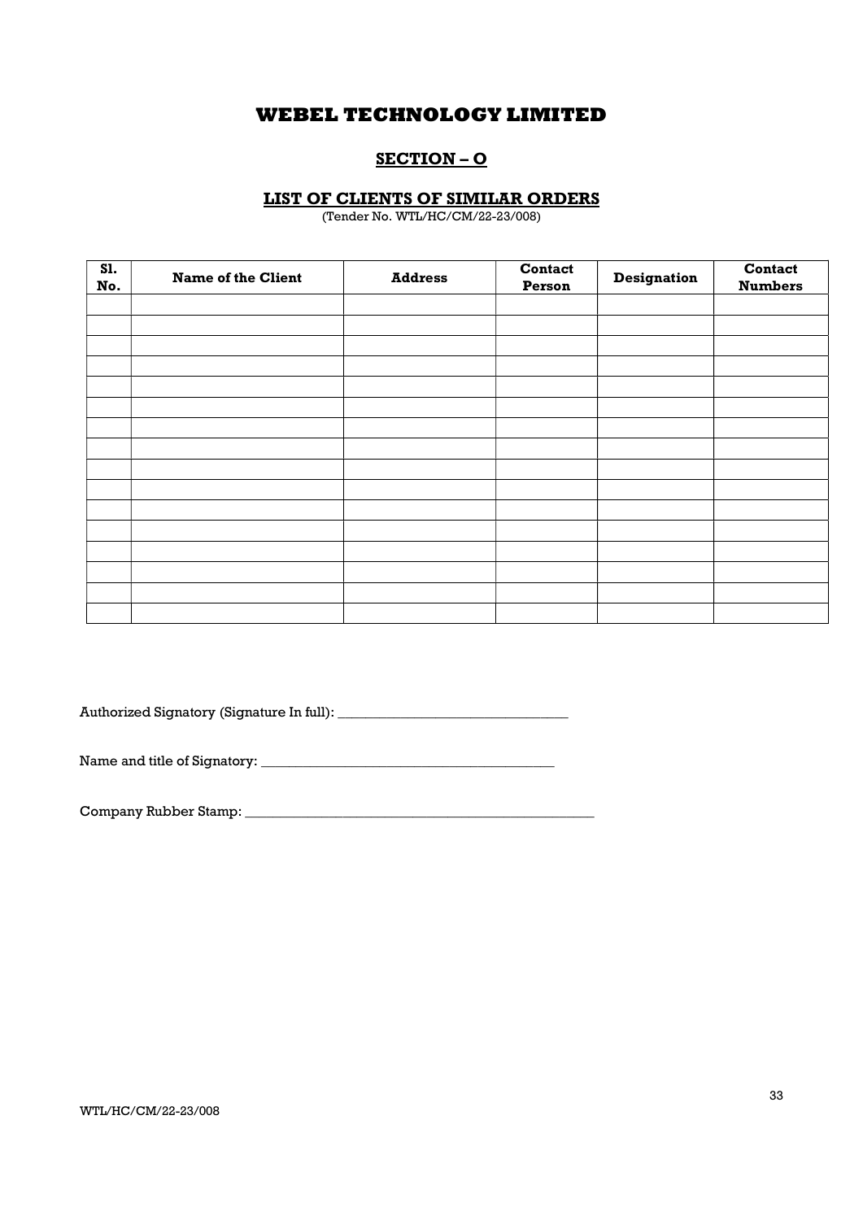# WEBEL TECHNOLOGY LIMITED

## SECTION – O

### LIST OF CLIENTS OF SIMILAR ORDERS

(Tender No. WTL/HC/CM/22-23/008)

| Sl. No. | Name of the Client | Address | Contact Person | Designation | Contact Numbers |
|---|---|---|---|---|---|
| | | | | | |
| | | | | | |
| | | | | | |
| | | | | | |
| | | | | | |
| | | | | | |
| | | | | | |
| | | | | | |
| | | | | | |
| | | | | | |
| | | | | | |
| | | | | | |
| | | | | | |
| | | | | | |
| | | | | | |
| | | | | | |

Authorized Signatory (Signature In full): _________________________________

Name and title of Signatory: __________________________________________

Company Rubber Stamp: ____________________________________________________

WTL/HC/CM/22-23/008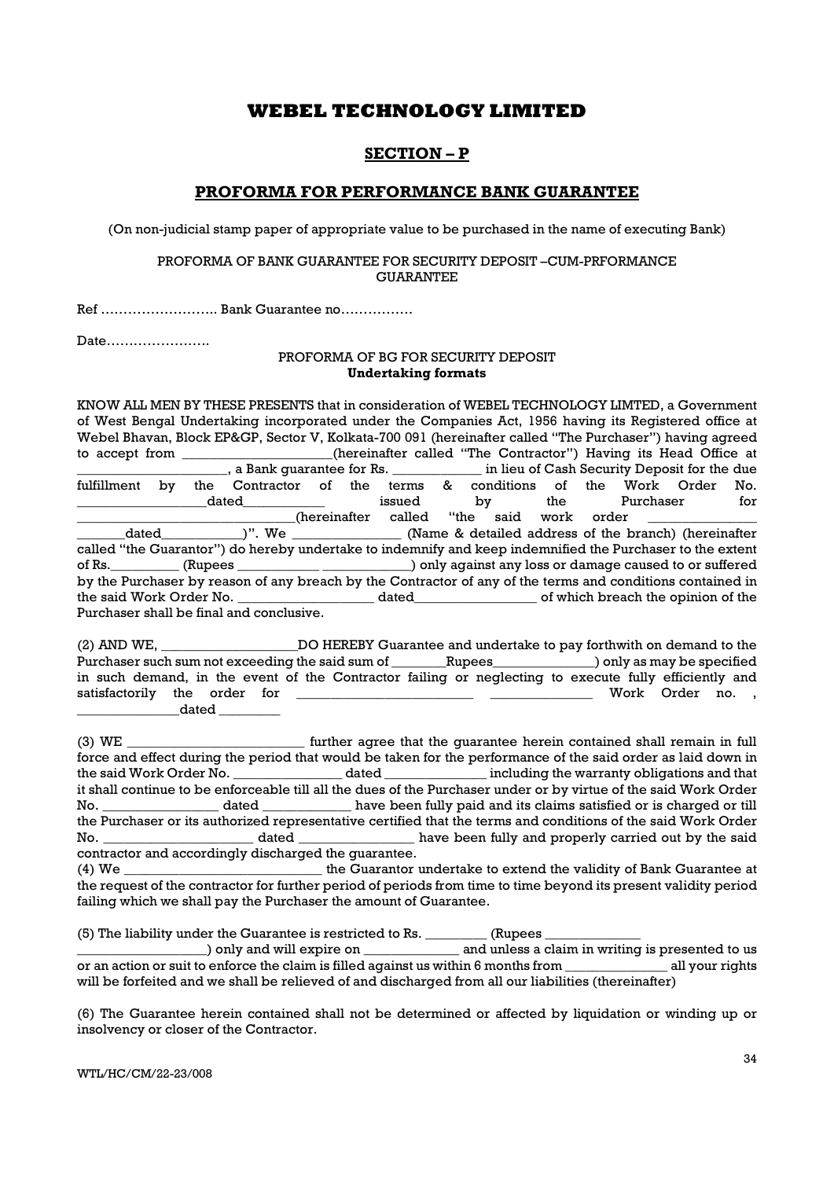# WEBEL TECHNOLOGY LIMITED

## SECTION – P

## PROFORMA FOR PERFORMANCE BANK GUARANTEE

(On non-judicial stamp paper of appropriate value to be purchased in the name of executing Bank)

PROFORMA OF BANK GUARANTEE FOR SECURITY DEPOSIT –CUM-PRFORMANCE GUARANTEE

Ref …………………….. Bank Guarantee no…………….

Date…………………..

PROFORMA OF BG FOR SECURITY DEPOSIT
**Undertaking formats**

KNOW ALL MEN BY THESE PRESENTS that in consideration of WEBEL TECHNOLOGY LIMTED, a Government of West Bengal Undertaking incorporated under the Companies Act, 1956 having its Registered office at Webel Bhavan, Block EP&GP, Sector V, Kolkata-700 091 (hereinafter called "The Purchaser") having agreed to accept from _____________________(hereinafter called "The Contractor") Having its Head Office at _____________________, a Bank guarantee for Rs. ____________ in lieu of Cash Security Deposit for the due fulfillment by the Contractor of the terms & conditions of the Work Order No. ___________________dated___________ issued by the Purchaser for ________________________________(hereinafter called "the said work order _______________ _______dated___________)". We _______________ (Name & detailed address of the branch) (hereinafter called "the Guarantor") do hereby undertake to indemnify and keep indemnified the Purchaser to the extent of Rs._________ (Rupees ___________ ____________) only against any loss or damage caused to or suffered by the Purchaser by reason of any breach by the Contractor of any of the terms and conditions contained in the said Work Order No. ___________________ dated_________________ of which breach the opinion of the Purchaser shall be final and conclusive.

(2) AND WE, ___________________DO HEREBY Guarantee and undertake to pay forthwith on demand to the Purchaser such sum not exceeding the said sum of ________Rupees______________) only as may be specified in such demand, in the event of the Contractor failing or neglecting to execute fully efficiently and satisfactorily the order for ________________________ ______________ Work Order no. , _______________dated ________

(3) WE _________________________ further agree that the guarantee herein contained shall remain in full force and effect during the period that would be taken for the performance of the said order as laid down in the said Work Order No. _______________ dated ______________ including the warranty obligations and that it shall continue to be enforceable till all the dues of the Purchaser under or by virtue of the said Work Order No. ________________ dated ____________ have been fully paid and its claims satisfied or is charged or till the Purchaser or its authorized representative certified that the terms and conditions of the said Work Order No. _____________________ dated ________________ have been fully and properly carried out by the said contractor and accordingly discharged the guarantee.

(4) We ____________________________ the Guarantor undertake to extend the validity of Bank Guarantee at the request of the contractor for further period of periods from time to time beyond its present validity period failing which we shall pay the Purchaser the amount of Guarantee.

(5) The liability under the Guarantee is restricted to Rs. _________ (Rupees _____________ __________________) only and will expire on _____________ and unless a claim in writing is presented to us or an action or suit to enforce the claim is filled against us within 6 months from ______________ all your rights will be forfeited and we shall be relieved of and discharged from all our liabilities (thereinafter)

(6) The Guarantee herein contained shall not be determined or affected by liquidation or winding up or insolvency or closer of the Contractor.

WTL/HC/CM/22-23/008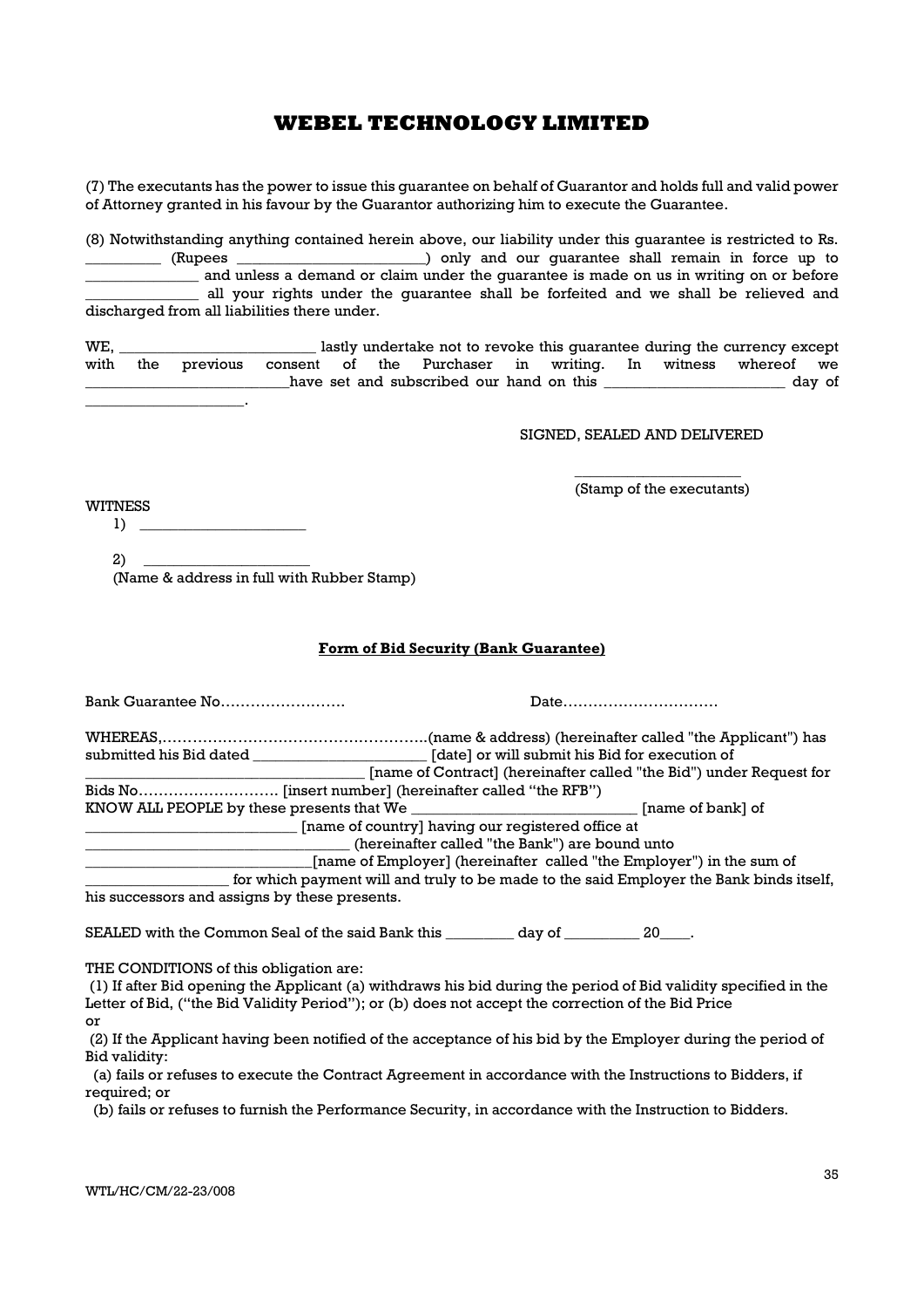# WEBEL TECHNOLOGY LIMITED

(7) The executants has the power to issue this guarantee on behalf of Guarantor and holds full and valid power of Attorney granted in his favour by the Guarantor authorizing him to execute the Guarantee.

(8) Notwithstanding anything contained herein above, our liability under this guarantee is restricted to Rs. _________ (Rupees _______________________) only and our guarantee shall remain in force up to ______________ and unless a demand or claim under the guarantee is made on us in writing on or before ______________ all your rights under the guarantee shall be forfeited and we shall be relieved and discharged from all liabilities there under.

WE, ________________________ lastly undertake not to revoke this guarantee during the currency except with the previous consent of the Purchaser in writing. In witness whereof we _________________________have set and subscribed our hand on this _______________________ day of ____________________.

SIGNED, SEALED AND DELIVERED

_____________________
(Stamp of the executants)

WITNESS

1) _____________________

2) _____________________

(Name & address in full with Rubber Stamp)

**Form of Bid Security (Bank Guarantee)**

Bank Guarantee No……………………. Date………………………….

WHEREAS,……………………………………………..(name & address) (hereinafter called "the Applicant") has submitted his Bid dated ______________________ [date] or will submit his Bid for execution of ___________________________________ [name of Contract] (hereinafter called "the Bid") under Request for Bids No……………………… [insert number] (hereinafter called "the RFB")

KNOW ALL PEOPLE by these presents that We ____________________________ [name of bank] of ___________________________ [name of country] having our registered office at _________________________________ (hereinafter called "the Bank") are bound unto ____________________________[name of Employer] (hereinafter called "the Employer") in the sum of __________________ for which payment will and truly to be made to the said Employer the Bank binds itself, his successors and assigns by these presents.

SEALED with the Common Seal of the said Bank this _________ day of __________ 20____.

THE CONDITIONS of this obligation are:

(1) If after Bid opening the Applicant (a) withdraws his bid during the period of Bid validity specified in the Letter of Bid, ("the Bid Validity Period"); or (b) does not accept the correction of the Bid Price

or

(2) If the Applicant having been notified of the acceptance of his bid by the Employer during the period of Bid validity:

(a) fails or refuses to execute the Contract Agreement in accordance with the Instructions to Bidders, if required; or

(b) fails or refuses to furnish the Performance Security, in accordance with the Instruction to Bidders.

WTL/HC/CM/22-23/008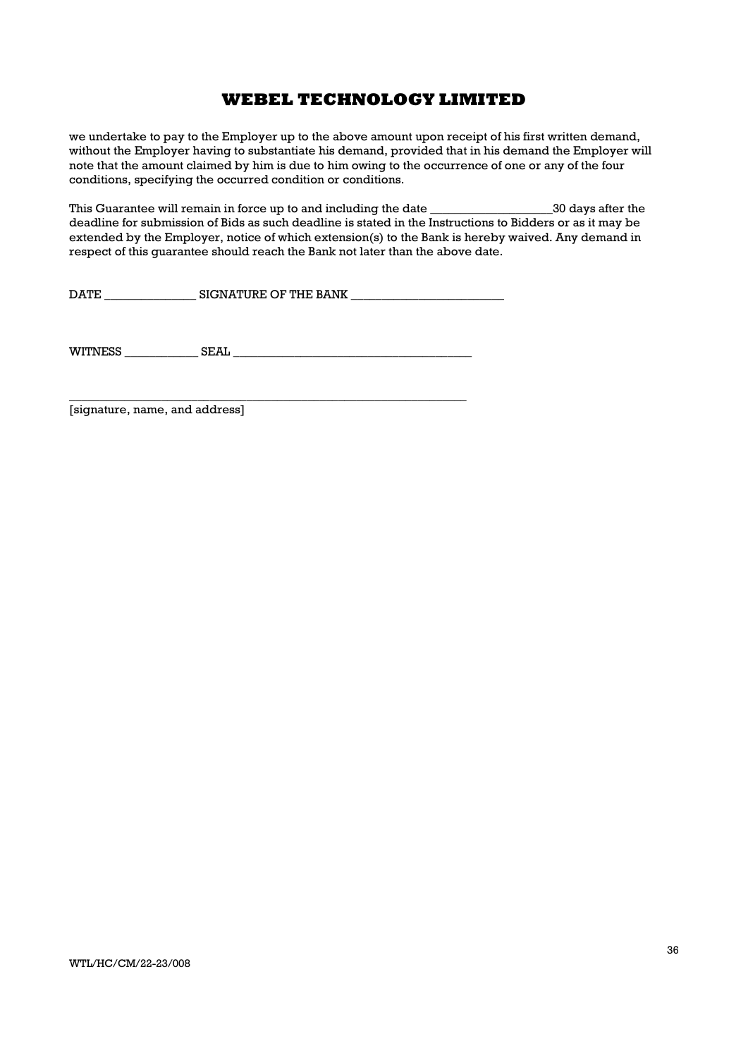we undertake to pay to the Employer up to the above amount upon receipt of his first written demand, without the Employer having to substantiate his demand, provided that in his demand the Employer will note that the amount claimed by him is due to him owing to the occurrence of one or any of the four conditions, specifying the occurred condition or conditions.

This Guarantee will remain in force up to and including the date ___________________30 days after the deadline for submission of Bids as such deadline is stated in the Instructions to Bidders or as it may be extended by the Employer, notice of which extension(s) to the Bank is hereby waived. Any demand in respect of this guarantee should reach the Bank not later than the above date.

DATE _______________ SIGNATURE OF THE BANK _________________________

WITNESS ____________ SEAL ________________________________________

_________________________________________________________________

[signature, name, and address]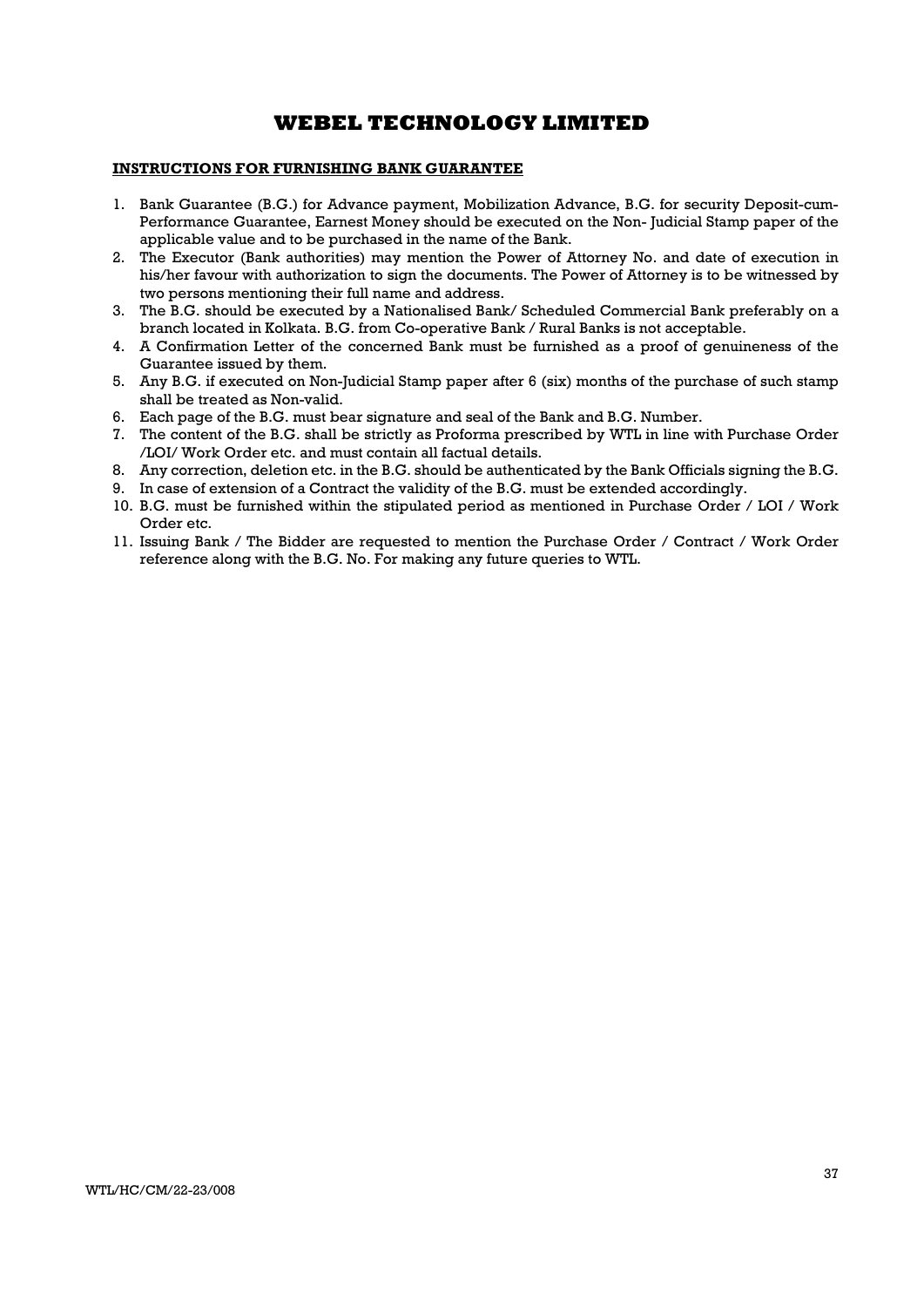# WEBEL TECHNOLOGY LIMITED

**INSTRUCTIONS FOR FURNISHING BANK GUARANTEE**

1. Bank Guarantee (B.G.) for Advance payment, Mobilization Advance, B.G. for security Deposit-cum-Performance Guarantee, Earnest Money should be executed on the Non- Judicial Stamp paper of the applicable value and to be purchased in the name of the Bank.
2. The Executor (Bank authorities) may mention the Power of Attorney No. and date of execution in his/her favour with authorization to sign the documents. The Power of Attorney is to be witnessed by two persons mentioning their full name and address.
3. The B.G. should be executed by a Nationalised Bank/ Scheduled Commercial Bank preferably on a branch located in Kolkata. B.G. from Co-operative Bank / Rural Banks is not acceptable.
4. A Confirmation Letter of the concerned Bank must be furnished as a proof of genuineness of the Guarantee issued by them.
5. Any B.G. if executed on Non-Judicial Stamp paper after 6 (six) months of the purchase of such stamp shall be treated as Non-valid.
6. Each page of the B.G. must bear signature and seal of the Bank and B.G. Number.
7. The content of the B.G. shall be strictly as Proforma prescribed by WTL in line with Purchase Order /LOI/ Work Order etc. and must contain all factual details.
8. Any correction, deletion etc. in the B.G. should be authenticated by the Bank Officials signing the B.G.
9. In case of extension of a Contract the validity of the B.G. must be extended accordingly.
10. B.G. must be furnished within the stipulated period as mentioned in Purchase Order / LOI / Work Order etc.
11. Issuing Bank / The Bidder are requested to mention the Purchase Order / Contract / Work Order reference along with the B.G. No. For making any future queries to WTL.

WTL/HC/CM/22-23/008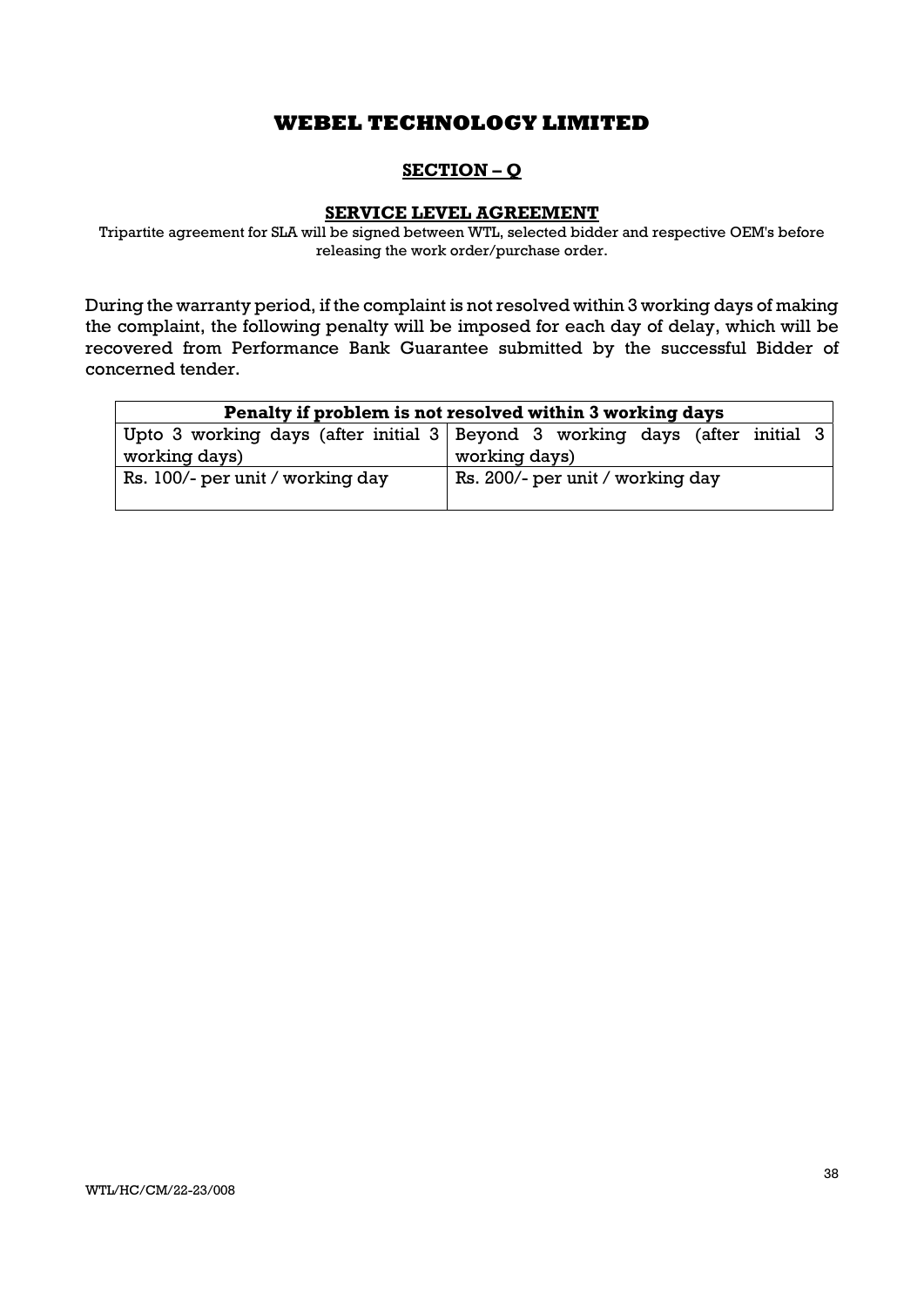# WEBEL TECHNOLOGY LIMITED

## SECTION – Q

### SERVICE LEVEL AGREEMENT

Tripartite agreement for SLA will be signed between WTL, selected bidder and respective OEM's before releasing the work order/purchase order.

During the warranty period, if the complaint is not resolved within 3 working days of making the complaint, the following penalty will be imposed for each day of delay, which will be recovered from Performance Bank Guarantee submitted by the successful Bidder of concerned tender.

| **Penalty if problem is not resolved within 3 working days** | |
|---|---|
| Upto 3 working days (after initial 3 working days) | Beyond 3 working days (after initial 3 working days) |
| Rs. 100/- per unit / working day | Rs. 200/- per unit / working day |

WTL/HC/CM/22-23/008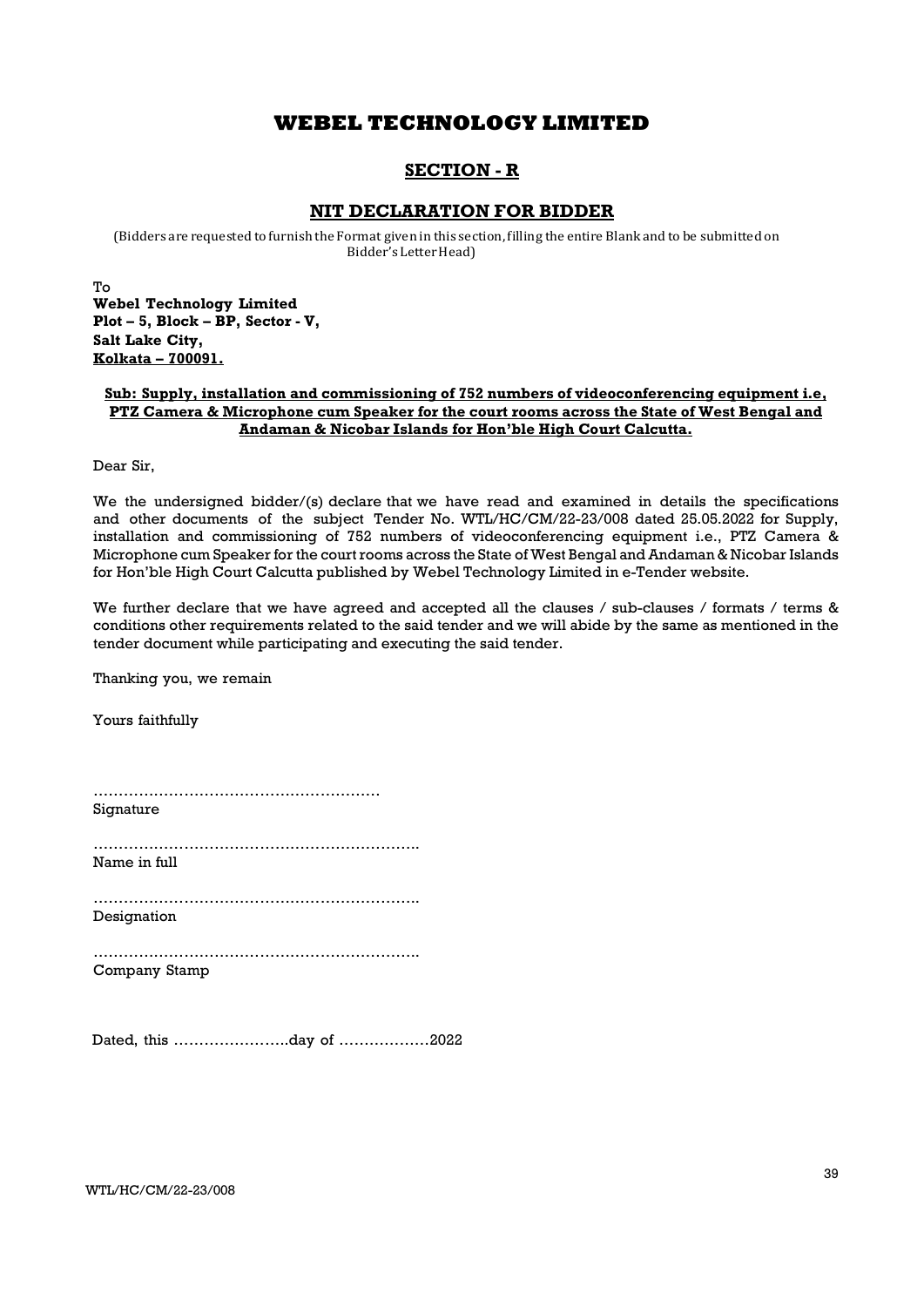# WEBEL TECHNOLOGY LIMITED

## SECTION - R

## NIT DECLARATION FOR BIDDER

(Bidders are requested to furnish the Format given in this section, filling the entire Blank and to be submitted on Bidder's Letter Head)

To
**Webel Technology Limited**
**Plot – 5, Block – BP, Sector - V,**
**Salt Lake City,**
**Kolkata – 700091.**

**Sub: Supply, installation and commissioning of 752 numbers of videoconferencing equipment i.e, PTZ Camera & Microphone cum Speaker for the court rooms across the State of West Bengal and Andaman & Nicobar Islands for Hon'ble High Court Calcutta.**

Dear Sir,

We the undersigned bidder/(s) declare that we have read and examined in details the specifications and other documents of the subject Tender No. WTL/HC/CM/22-23/008 dated 25.05.2022 for Supply, installation and commissioning of 752 numbers of videoconferencing equipment i.e., PTZ Camera & Microphone cum Speaker for the court rooms across the State of West Bengal and Andaman & Nicobar Islands for Hon'ble High Court Calcutta published by Webel Technology Limited in e-Tender website.

We further declare that we have agreed and accepted all the clauses / sub-clauses / formats / terms & conditions other requirements related to the said tender and we will abide by the same as mentioned in the tender document while participating and executing the said tender.

Thanking you, we remain

Yours faithfully

…………………………………………………
Signature

……………………………………………………….
Name in full

……………………………………………………….
Designation

……………………………………………………….
Company Stamp

Dated, this …………………..day of ………………2022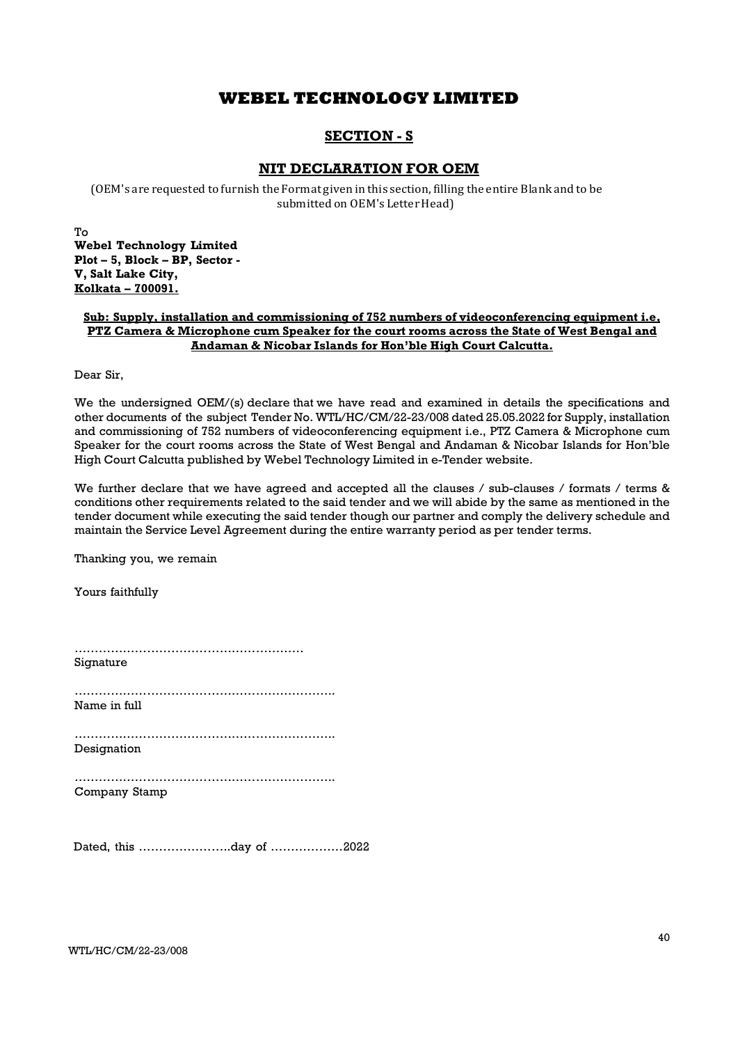# WEBEL TECHNOLOGY LIMITED

## SECTION - S

## NIT DECLARATION FOR OEM

(OEM's are requested to furnish the Format given in this section, filling the entire Blank and to be submitted on OEM's Letter Head)

To
**Webel Technology Limited**
**Plot – 5, Block – BP, Sector - V, Salt Lake City,**
**Kolkata – 700091.**

**Sub: Supply, installation and commissioning of 752 numbers of videoconferencing equipment i.e, PTZ Camera & Microphone cum Speaker for the court rooms across the State of West Bengal and Andaman & Nicobar Islands for Hon'ble High Court Calcutta.**

Dear Sir,

We the undersigned OEM/(s) declare that we have read and examined in details the specifications and other documents of the subject Tender No. WTL/HC/CM/22-23/008 dated 25.05.2022 for Supply, installation and commissioning of 752 numbers of videoconferencing equipment i.e., PTZ Camera & Microphone cum Speaker for the court rooms across the State of West Bengal and Andaman & Nicobar Islands for Hon'ble High Court Calcutta published by Webel Technology Limited in e-Tender website.

We further declare that we have agreed and accepted all the clauses / sub-clauses / formats / terms & conditions other requirements related to the said tender and we will abide by the same as mentioned in the tender document while executing the said tender though our partner and comply the delivery schedule and maintain the Service Level Agreement during the entire warranty period as per tender terms.

Thanking you, we remain

Yours faithfully

…………………………………………………
Signature

……………………………………………………….
Name in full

……………………………………………………….
Designation

……………………………………………………….
Company Stamp

Dated, this …………………..day of ………………2022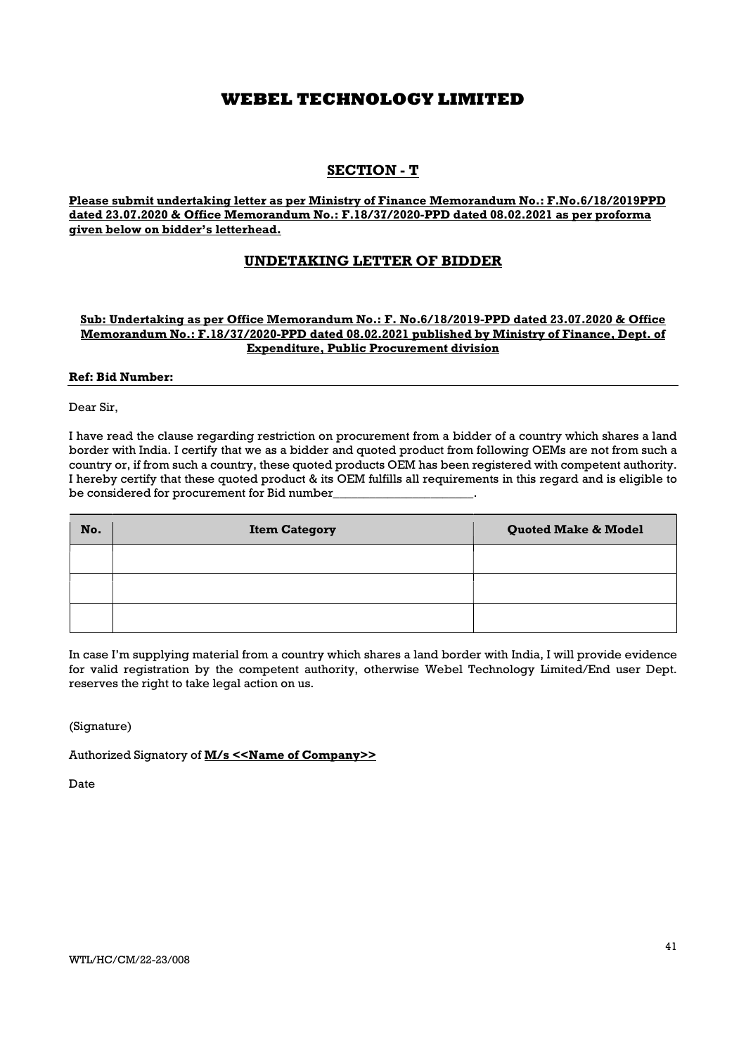# WEBEL TECHNOLOGY LIMITED

## SECTION - T

**Please submit undertaking letter as per Ministry of Finance Memorandum No.: F.No.6/18/2019PPD dated 23.07.2020 & Office Memorandum No.: F.18/37/2020-PPD dated 08.02.2021 as per proforma given below on bidder's letterhead.**

## UNDETAKING LETTER OF BIDDER

**Sub: Undertaking as per Office Memorandum No.: F. No.6/18/2019-PPD dated 23.07.2020 & Office Memorandum No.: F.18/37/2020-PPD dated 08.02.2021 published by Ministry of Finance, Dept. of Expenditure, Public Procurement division**

**Ref: Bid Number:**

Dear Sir,

I have read the clause regarding restriction on procurement from a bidder of a country which shares a land border with India. I certify that we as a bidder and quoted product from following OEMs are not from such a country or, if from such a country, these quoted products OEM has been registered with competent authority. I hereby certify that these quoted product & its OEM fulfills all requirements in this regard and is eligible to be considered for procurement for Bid number_______________________.

| No. | Item Category | Quoted Make & Model |
|---|---|---|
| | | |
| | | |
| | | |

In case I'm supplying material from a country which shares a land border with India, I will provide evidence for valid registration by the competent authority, otherwise Webel Technology Limited/End user Dept. reserves the right to take legal action on us.

(Signature)

Authorized Signatory of **M/s <<Name of Company>>**

Date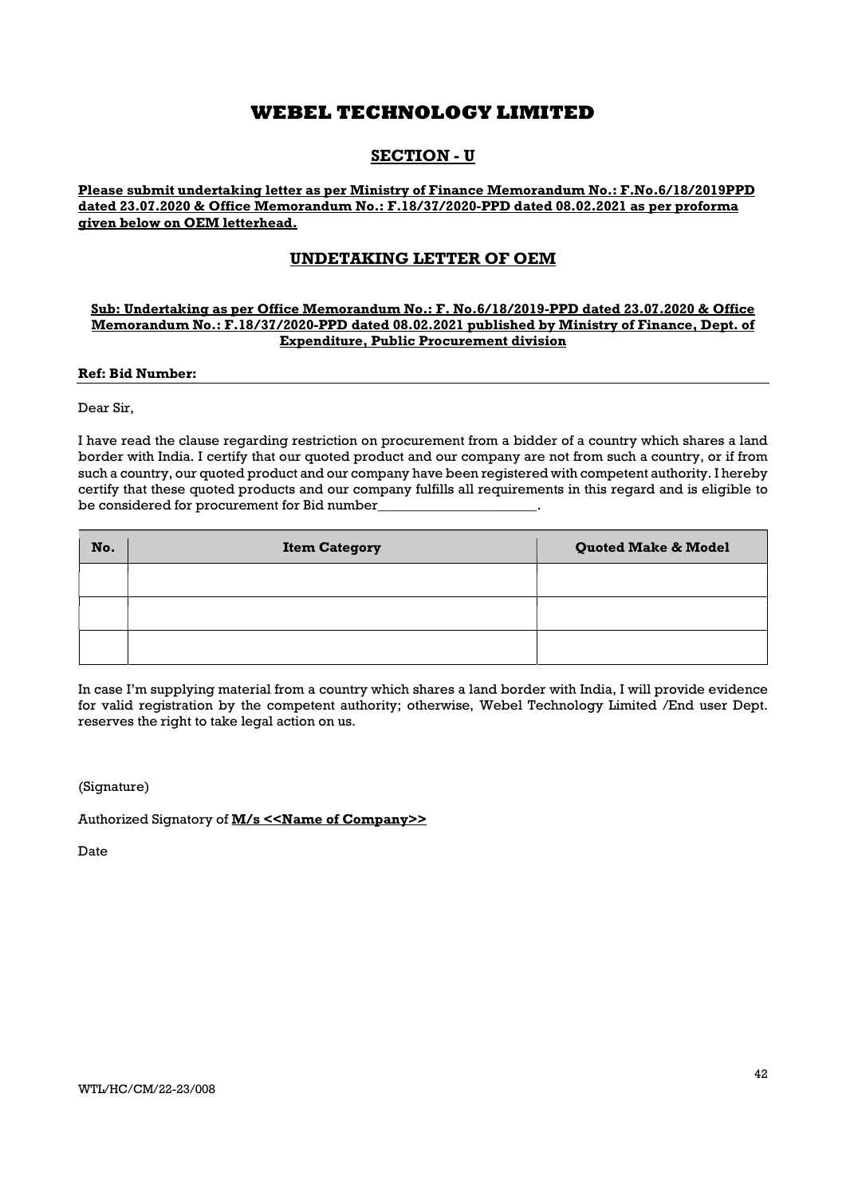# WEBEL TECHNOLOGY LIMITED

## SECTION - U

**Please submit undertaking letter as per Ministry of Finance Memorandum No.: F.No.6/18/2019PPD dated 23.07.2020 & Office Memorandum No.: F.18/37/2020-PPD dated 08.02.2021 as per proforma given below on OEM letterhead.**

## UNDETAKING LETTER OF OEM

**Sub: Undertaking as per Office Memorandum No.: F. No.6/18/2019-PPD dated 23.07.2020 & Office Memorandum No.: F.18/37/2020-PPD dated 08.02.2021 published by Ministry of Finance, Dept. of Expenditure, Public Procurement division**

**Ref: Bid Number:**

Dear Sir,

I have read the clause regarding restriction on procurement from a bidder of a country which shares a land border with India. I certify that our quoted product and our company are not from such a country, or if from such a country, our quoted product and our company have been registered with competent authority. I hereby certify that these quoted products and our company fulfills all requirements in this regard and is eligible to be considered for procurement for Bid number______________________.

| No. | Item Category | Quoted Make & Model |
|---|---|---|
| | | |
| | | |
| | | |

In case I'm supplying material from a country which shares a land border with India, I will provide evidence for valid registration by the competent authority; otherwise, Webel Technology Limited /End user Dept. reserves the right to take legal action on us.

(Signature)

Authorized Signatory of **M/s <<Name of Company>>**

Date

WTL/HC/CM/22-23/008